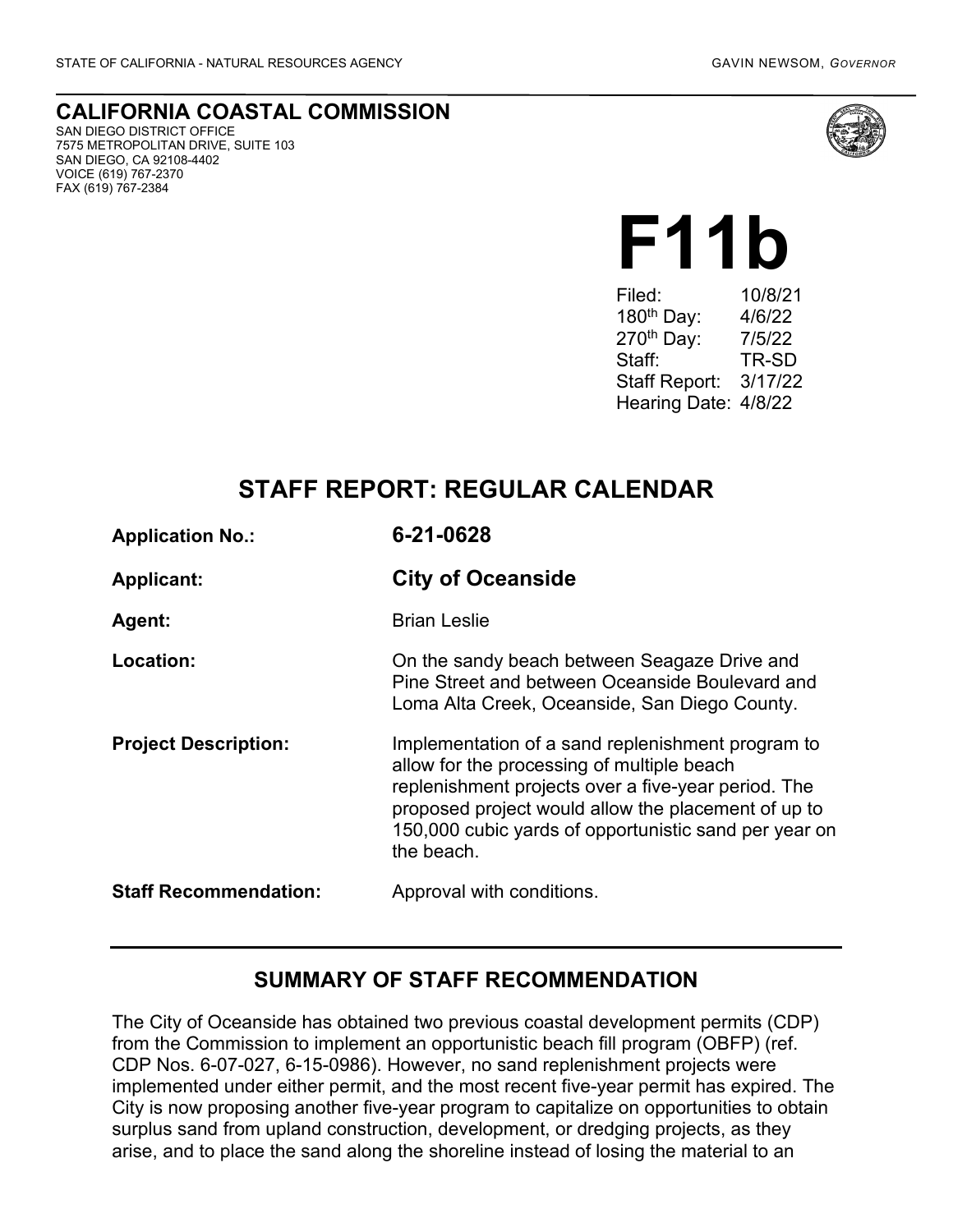STATE OF CALIFORNIA - NATURAL RESOURCES AGENCY GAVIN NEWSOM, *GOVERNOR*

**CALIFORNIA COASTAL COMMISSION**
SAN DIEGO DISTRICT OFFICE
7575 METROPOLITAN DRIVE, SUITE 103
SAN DIEGO, CA 92108-4402
VOICE (619) 767-2370
FAX (619) 767-2384

# F11b

| | |
|---|---|
| Filed: | 10/8/21 |
| 180th Day: | 4/6/22 |
| 270th Day: | 7/5/22 |
| Staff: | TR-SD |
| Staff Report: | 3/17/22 |
| Hearing Date: | 4/8/22 |

## STAFF REPORT: REGULAR CALENDAR

| | |
|---|---|
| **Application No.:** | **6-21-0628** |
| **Applicant:** | **City of Oceanside** |
| **Agent:** | Brian Leslie |
| **Location:** | On the sandy beach between Seagaze Drive and Pine Street and between Oceanside Boulevard and Loma Alta Creek, Oceanside, San Diego County. |
| **Project Description:** | Implementation of a sand replenishment program to allow for the processing of multiple beach replenishment projects over a five-year period. The proposed project would allow the placement of up to 150,000 cubic yards of opportunistic sand per year on the beach. |
| **Staff Recommendation:** | Approval with conditions. |

## SUMMARY OF STAFF RECOMMENDATION

The City of Oceanside has obtained two previous coastal development permits (CDP) from the Commission to implement an opportunistic beach fill program (OBFP) (ref. CDP Nos. 6-07-027, 6-15-0986). However, no sand replenishment projects were implemented under either permit, and the most recent five-year permit has expired. The City is now proposing another five-year program to capitalize on opportunities to obtain surplus sand from upland construction, development, or dredging projects, as they arise, and to place the sand along the shoreline instead of losing the material to an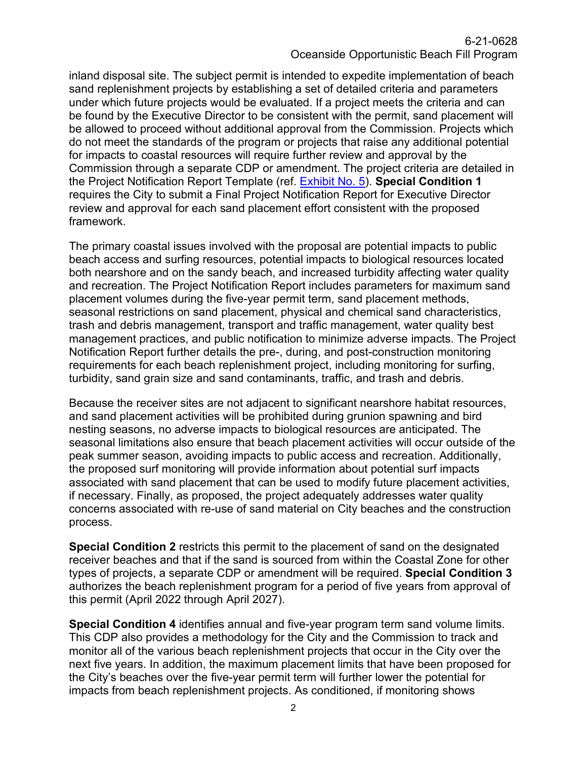inland disposal site. The subject permit is intended to expedite implementation of beach sand replenishment projects by establishing a set of detailed criteria and parameters under which future projects would be evaluated. If a project meets the criteria and can be found by the Executive Director to be consistent with the permit, sand placement will be allowed to proceed without additional approval from the Commission. Projects which do not meet the standards of the program or projects that raise any additional potential for impacts to coastal resources will require further review and approval by the Commission through a separate CDP or amendment. The project criteria are detailed in the Project Notification Report Template (ref. Exhibit No. 5). **Special Condition 1** requires the City to submit a Final Project Notification Report for Executive Director review and approval for each sand placement effort consistent with the proposed framework.

The primary coastal issues involved with the proposal are potential impacts to public beach access and surfing resources, potential impacts to biological resources located both nearshore and on the sandy beach, and increased turbidity affecting water quality and recreation. The Project Notification Report includes parameters for maximum sand placement volumes during the five-year permit term, sand placement methods, seasonal restrictions on sand placement, physical and chemical sand characteristics, trash and debris management, transport and traffic management, water quality best management practices, and public notification to minimize adverse impacts. The Project Notification Report further details the pre-, during, and post-construction monitoring requirements for each beach replenishment project, including monitoring for surfing, turbidity, sand grain size and sand contaminants, traffic, and trash and debris.

Because the receiver sites are not adjacent to significant nearshore habitat resources, and sand placement activities will be prohibited during grunion spawning and bird nesting seasons, no adverse impacts to biological resources are anticipated. The seasonal limitations also ensure that beach placement activities will occur outside of the peak summer season, avoiding impacts to public access and recreation. Additionally, the proposed surf monitoring will provide information about potential surf impacts associated with sand placement that can be used to modify future placement activities, if necessary. Finally, as proposed, the project adequately addresses water quality concerns associated with re-use of sand material on City beaches and the construction process.

**Special Condition 2** restricts this permit to the placement of sand on the designated receiver beaches and that if the sand is sourced from within the Coastal Zone for other types of projects, a separate CDP or amendment will be required. **Special Condition 3** authorizes the beach replenishment program for a period of five years from approval of this permit (April 2022 through April 2027).

**Special Condition 4** identifies annual and five-year program term sand volume limits. This CDP also provides a methodology for the City and the Commission to track and monitor all of the various beach replenishment projects that occur in the City over the next five years. In addition, the maximum placement limits that have been proposed for the City's beaches over the five-year permit term will further lower the potential for impacts from beach replenishment projects. As conditioned, if monitoring shows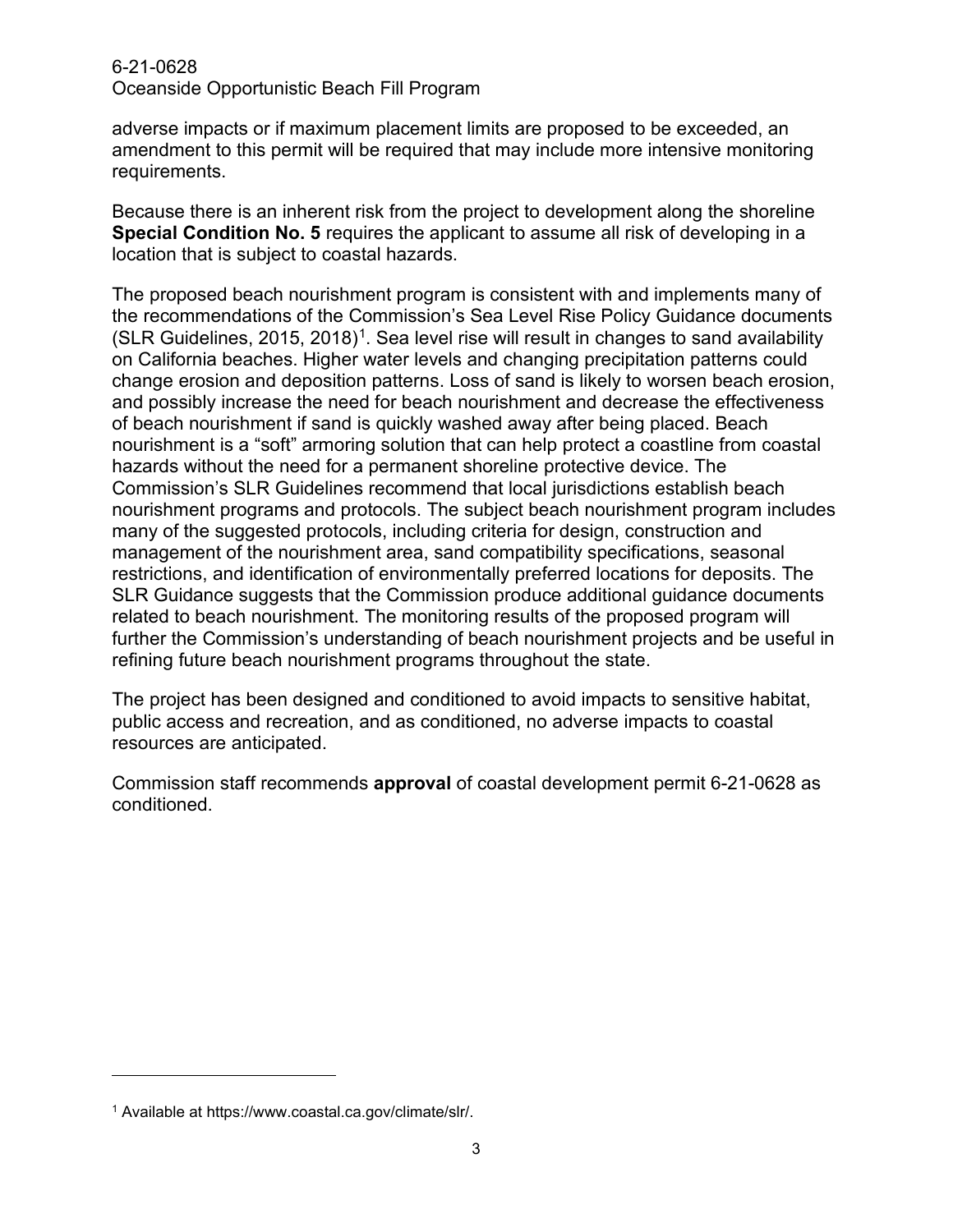adverse impacts or if maximum placement limits are proposed to be exceeded, an amendment to this permit will be required that may include more intensive monitoring requirements.

Because there is an inherent risk from the project to development along the shoreline **Special Condition No. 5** requires the applicant to assume all risk of developing in a location that is subject to coastal hazards.

The proposed beach nourishment program is consistent with and implements many of the recommendations of the Commission's Sea Level Rise Policy Guidance documents (SLR Guidelines, 2015, 2018)[1]. Sea level rise will result in changes to sand availability on California beaches. Higher water levels and changing precipitation patterns could change erosion and deposition patterns. Loss of sand is likely to worsen beach erosion, and possibly increase the need for beach nourishment and decrease the effectiveness of beach nourishment if sand is quickly washed away after being placed. Beach nourishment is a "soft" armoring solution that can help protect a coastline from coastal hazards without the need for a permanent shoreline protective device. The Commission's SLR Guidelines recommend that local jurisdictions establish beach nourishment programs and protocols. The subject beach nourishment program includes many of the suggested protocols, including criteria for design, construction and management of the nourishment area, sand compatibility specifications, seasonal restrictions, and identification of environmentally preferred locations for deposits. The SLR Guidance suggests that the Commission produce additional guidance documents related to beach nourishment. The monitoring results of the proposed program will further the Commission's understanding of beach nourishment projects and be useful in refining future beach nourishment programs throughout the state.

The project has been designed and conditioned to avoid impacts to sensitive habitat, public access and recreation, and as conditioned, no adverse impacts to coastal resources are anticipated.

Commission staff recommends **approval** of coastal development permit 6-21-0628 as conditioned.

[1] Available at https://www.coastal.ca.gov/climate/slr/.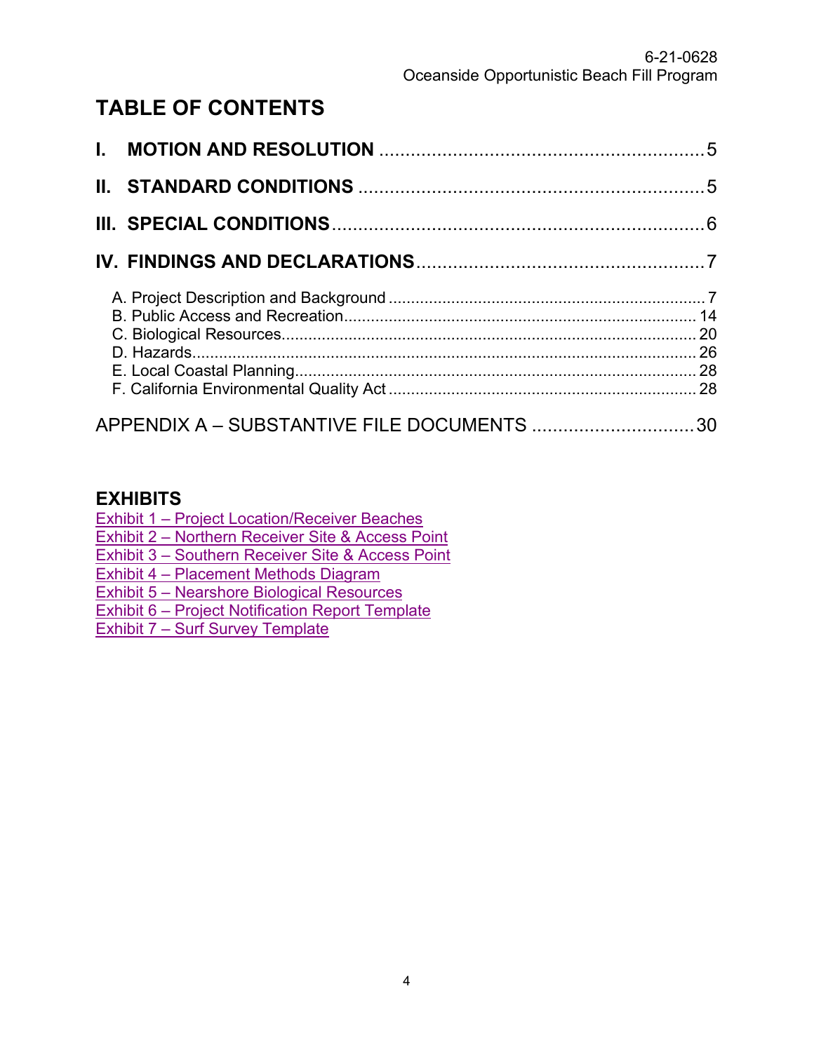# TABLE OF CONTENTS

**I. MOTION AND RESOLUTION** .............................................................. 5

**II. STANDARD CONDITIONS** .................................................................. 5

**III. SPECIAL CONDITIONS** ....................................................................... 6

**IV. FINDINGS AND DECLARATIONS** ...................................................... 7

A. Project Description and Background ...................................................................... 7
B. Public Access and Recreation .............................................................................. 14
C. Biological Resources ........................................................................................... 20
D. Hazards ............................................................................................................... 26
E. Local Coastal Planning ......................................................................................... 28
F. California Environmental Quality Act .................................................................... 28

APPENDIX A – SUBSTANTIVE FILE DOCUMENTS ............................... 30

## EXHIBITS

Exhibit 1 – Project Location/Receiver Beaches
Exhibit 2 – Northern Receiver Site & Access Point
Exhibit 3 – Southern Receiver Site & Access Point
Exhibit 4 – Placement Methods Diagram
Exhibit 5 – Nearshore Biological Resources
Exhibit 6 – Project Notification Report Template
Exhibit 7 – Surf Survey Template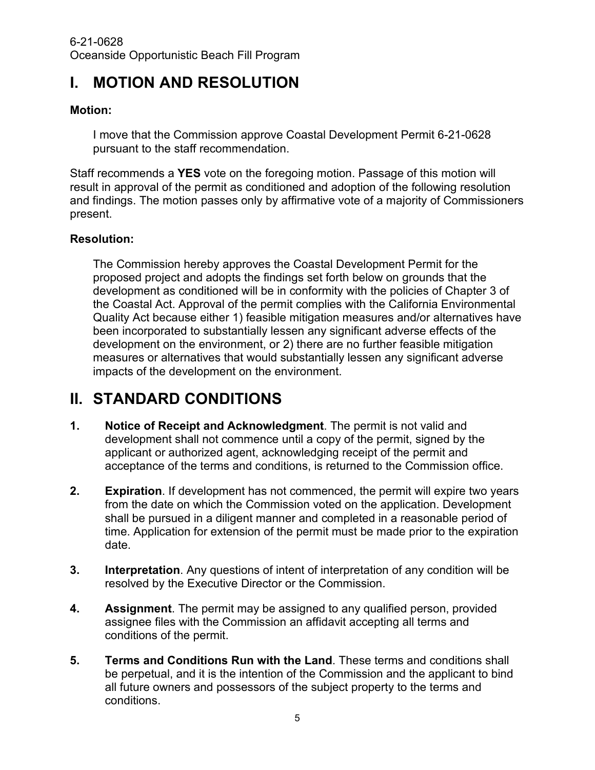# I. MOTION AND RESOLUTION

**Motion:**

> I move that the Commission approve Coastal Development Permit 6-21-0628 pursuant to the staff recommendation.

Staff recommends a **YES** vote on the foregoing motion. Passage of this motion will result in approval of the permit as conditioned and adoption of the following resolution and findings. The motion passes only by affirmative vote of a majority of Commissioners present.

**Resolution:**

> The Commission hereby approves the Coastal Development Permit for the proposed project and adopts the findings set forth below on grounds that the development as conditioned will be in conformity with the policies of Chapter 3 of the Coastal Act. Approval of the permit complies with the California Environmental Quality Act because either 1) feasible mitigation measures and/or alternatives have been incorporated to substantially lessen any significant adverse effects of the development on the environment, or 2) there are no further feasible mitigation measures or alternatives that would substantially lessen any significant adverse impacts of the development on the environment.

# II. STANDARD CONDITIONS

1. **Notice of Receipt and Acknowledgment**. The permit is not valid and development shall not commence until a copy of the permit, signed by the applicant or authorized agent, acknowledging receipt of the permit and acceptance of the terms and conditions, is returned to the Commission office.

2. **Expiration**. If development has not commenced, the permit will expire two years from the date on which the Commission voted on the application. Development shall be pursued in a diligent manner and completed in a reasonable period of time. Application for extension of the permit must be made prior to the expiration date.

3. **Interpretation**. Any questions of intent of interpretation of any condition will be resolved by the Executive Director or the Commission.

4. **Assignment**. The permit may be assigned to any qualified person, provided assignee files with the Commission an affidavit accepting all terms and conditions of the permit.

5. **Terms and Conditions Run with the Land**. These terms and conditions shall be perpetual, and it is the intention of the Commission and the applicant to bind all future owners and possessors of the subject property to the terms and conditions.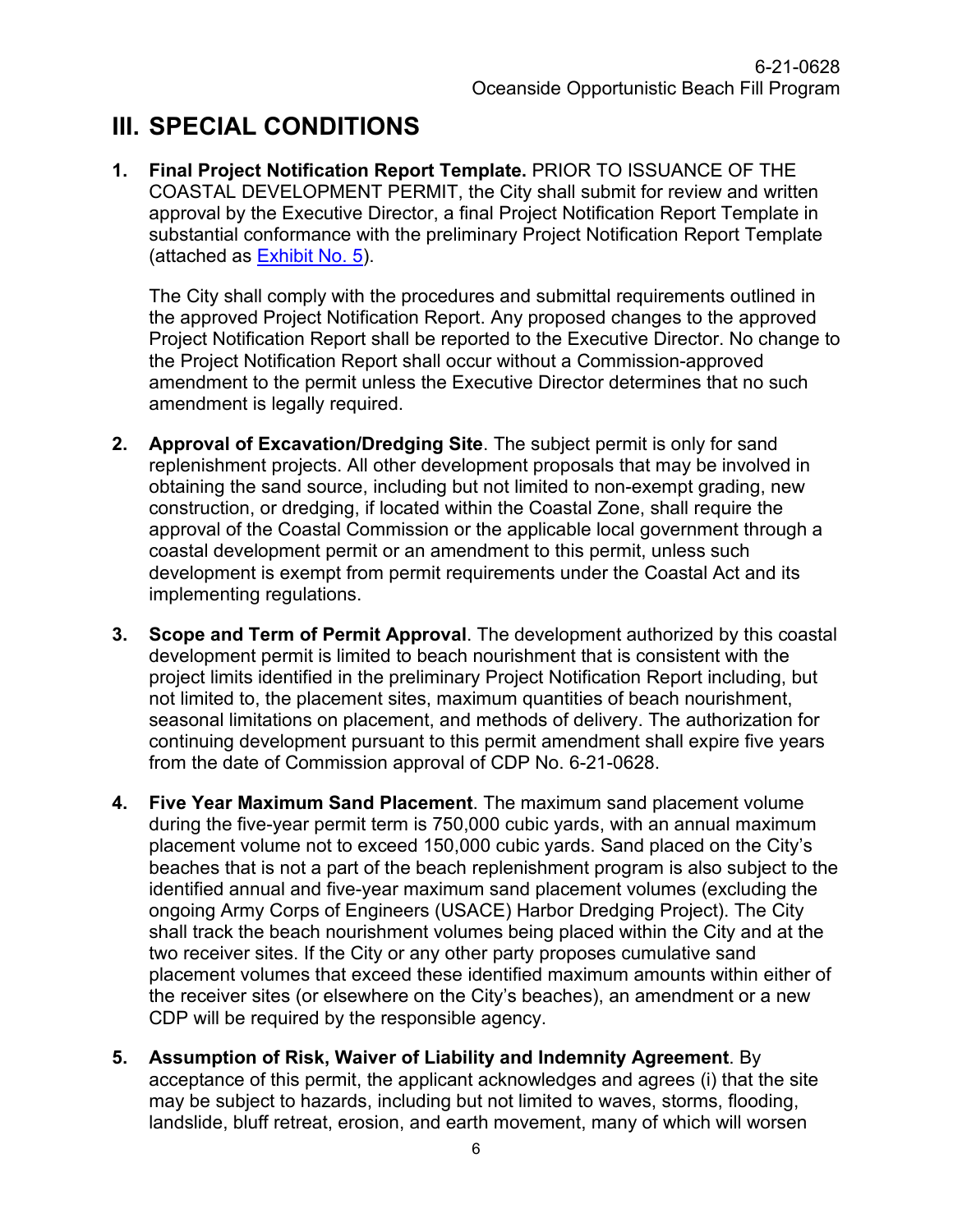# III. SPECIAL CONDITIONS

1. **Final Project Notification Report Template.** PRIOR TO ISSUANCE OF THE COASTAL DEVELOPMENT PERMIT, the City shall submit for review and written approval by the Executive Director, a final Project Notification Report Template in substantial conformance with the preliminary Project Notification Report Template (attached as Exhibit No. 5).

   The City shall comply with the procedures and submittal requirements outlined in the approved Project Notification Report. Any proposed changes to the approved Project Notification Report shall be reported to the Executive Director. No change to the Project Notification Report shall occur without a Commission-approved amendment to the permit unless the Executive Director determines that no such amendment is legally required.

2. **Approval of Excavation/Dredging Site**. The subject permit is only for sand replenishment projects. All other development proposals that may be involved in obtaining the sand source, including but not limited to non-exempt grading, new construction, or dredging, if located within the Coastal Zone, shall require the approval of the Coastal Commission or the applicable local government through a coastal development permit or an amendment to this permit, unless such development is exempt from permit requirements under the Coastal Act and its implementing regulations.

3. **Scope and Term of Permit Approval**. The development authorized by this coastal development permit is limited to beach nourishment that is consistent with the project limits identified in the preliminary Project Notification Report including, but not limited to, the placement sites, maximum quantities of beach nourishment, seasonal limitations on placement, and methods of delivery. The authorization for continuing development pursuant to this permit amendment shall expire five years from the date of Commission approval of CDP No. 6-21-0628.

4. **Five Year Maximum Sand Placement**. The maximum sand placement volume during the five-year permit term is 750,000 cubic yards, with an annual maximum placement volume not to exceed 150,000 cubic yards. Sand placed on the City's beaches that is not a part of the beach replenishment program is also subject to the identified annual and five-year maximum sand placement volumes (excluding the ongoing Army Corps of Engineers (USACE) Harbor Dredging Project). The City shall track the beach nourishment volumes being placed within the City and at the two receiver sites. If the City or any other party proposes cumulative sand placement volumes that exceed these identified maximum amounts within either of the receiver sites (or elsewhere on the City's beaches), an amendment or a new CDP will be required by the responsible agency.

5. **Assumption of Risk, Waiver of Liability and Indemnity Agreement**. By acceptance of this permit, the applicant acknowledges and agrees (i) that the site may be subject to hazards, including but not limited to waves, storms, flooding, landslide, bluff retreat, erosion, and earth movement, many of which will worsen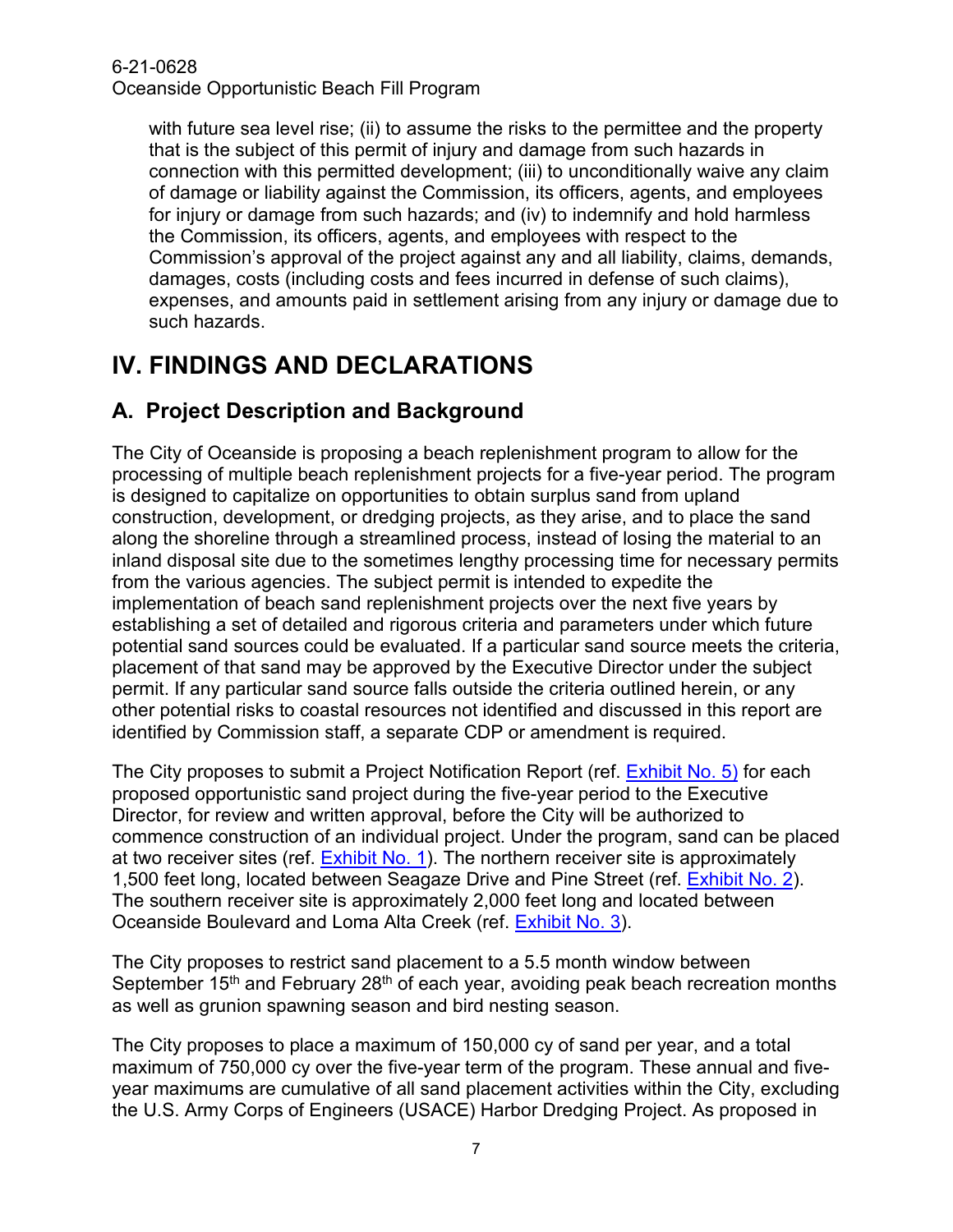with future sea level rise; (ii) to assume the risks to the permittee and the property that is the subject of this permit of injury and damage from such hazards in connection with this permitted development; (iii) to unconditionally waive any claim of damage or liability against the Commission, its officers, agents, and employees for injury or damage from such hazards; and (iv) to indemnify and hold harmless the Commission, its officers, agents, and employees with respect to the Commission's approval of the project against any and all liability, claims, demands, damages, costs (including costs and fees incurred in defense of such claims), expenses, and amounts paid in settlement arising from any injury or damage due to such hazards.

# IV. FINDINGS AND DECLARATIONS

## A. Project Description and Background

The City of Oceanside is proposing a beach replenishment program to allow for the processing of multiple beach replenishment projects for a five-year period. The program is designed to capitalize on opportunities to obtain surplus sand from upland construction, development, or dredging projects, as they arise, and to place the sand along the shoreline through a streamlined process, instead of losing the material to an inland disposal site due to the sometimes lengthy processing time for necessary permits from the various agencies. The subject permit is intended to expedite the implementation of beach sand replenishment projects over the next five years by establishing a set of detailed and rigorous criteria and parameters under which future potential sand sources could be evaluated. If a particular sand source meets the criteria, placement of that sand may be approved by the Executive Director under the subject permit. If any particular sand source falls outside the criteria outlined herein, or any other potential risks to coastal resources not identified and discussed in this report are identified by Commission staff, a separate CDP or amendment is required.

The City proposes to submit a Project Notification Report (ref. Exhibit No. 5) for each proposed opportunistic sand project during the five-year period to the Executive Director, for review and written approval, before the City will be authorized to commence construction of an individual project. Under the program, sand can be placed at two receiver sites (ref. Exhibit No. 1). The northern receiver site is approximately 1,500 feet long, located between Seagaze Drive and Pine Street (ref. Exhibit No. 2). The southern receiver site is approximately 2,000 feet long and located between Oceanside Boulevard and Loma Alta Creek (ref. Exhibit No. 3).

The City proposes to restrict sand placement to a 5.5 month window between September 15th and February 28th of each year, avoiding peak beach recreation months as well as grunion spawning season and bird nesting season.

The City proposes to place a maximum of 150,000 cy of sand per year, and a total maximum of 750,000 cy over the five-year term of the program. These annual and five-year maximums are cumulative of all sand placement activities within the City, excluding the U.S. Army Corps of Engineers (USACE) Harbor Dredging Project. As proposed in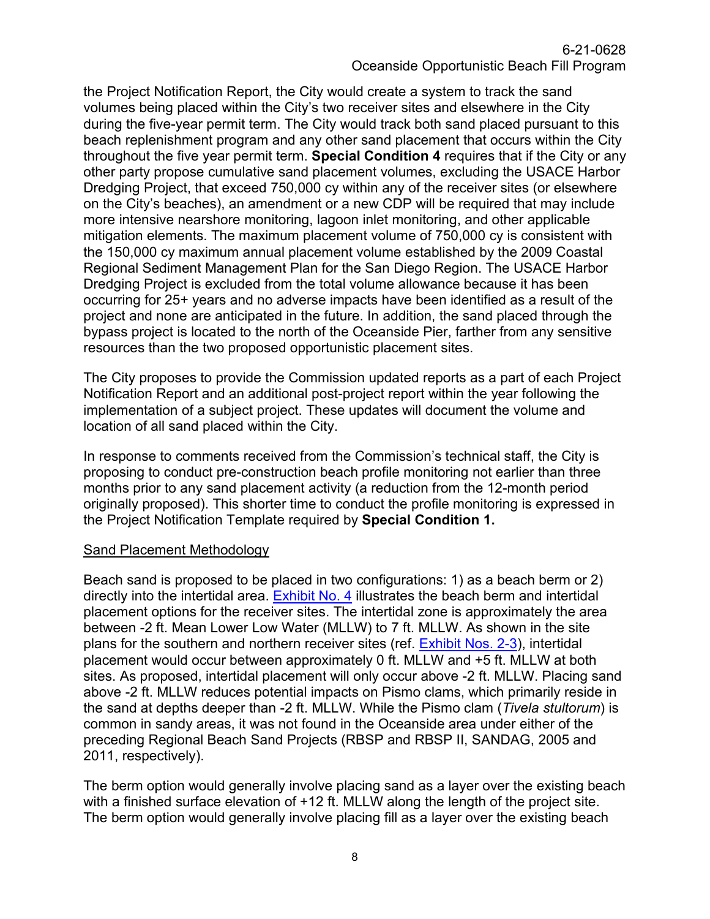the Project Notification Report, the City would create a system to track the sand volumes being placed within the City's two receiver sites and elsewhere in the City during the five-year permit term. The City would track both sand placed pursuant to this beach replenishment program and any other sand placement that occurs within the City throughout the five year permit term. **Special Condition 4** requires that if the City or any other party propose cumulative sand placement volumes, excluding the USACE Harbor Dredging Project, that exceed 750,000 cy within any of the receiver sites (or elsewhere on the City's beaches), an amendment or a new CDP will be required that may include more intensive nearshore monitoring, lagoon inlet monitoring, and other applicable mitigation elements. The maximum placement volume of 750,000 cy is consistent with the 150,000 cy maximum annual placement volume established by the 2009 Coastal Regional Sediment Management Plan for the San Diego Region. The USACE Harbor Dredging Project is excluded from the total volume allowance because it has been occurring for 25+ years and no adverse impacts have been identified as a result of the project and none are anticipated in the future. In addition, the sand placed through the bypass project is located to the north of the Oceanside Pier, farther from any sensitive resources than the two proposed opportunistic placement sites.

The City proposes to provide the Commission updated reports as a part of each Project Notification Report and an additional post-project report within the year following the implementation of a subject project. These updates will document the volume and location of all sand placed within the City.

In response to comments received from the Commission's technical staff, the City is proposing to conduct pre-construction beach profile monitoring not earlier than three months prior to any sand placement activity (a reduction from the 12-month period originally proposed). This shorter time to conduct the profile monitoring is expressed in the Project Notification Template required by **Special Condition 1.**

Sand Placement Methodology

Beach sand is proposed to be placed in two configurations: 1) as a beach berm or 2) directly into the intertidal area. Exhibit No. 4 illustrates the beach berm and intertidal placement options for the receiver sites. The intertidal zone is approximately the area between -2 ft. Mean Lower Low Water (MLLW) to 7 ft. MLLW. As shown in the site plans for the southern and northern receiver sites (ref. Exhibit Nos. 2-3), intertidal placement would occur between approximately 0 ft. MLLW and +5 ft. MLLW at both sites. As proposed, intertidal placement will only occur above -2 ft. MLLW. Placing sand above -2 ft. MLLW reduces potential impacts on Pismo clams, which primarily reside in the sand at depths deeper than -2 ft. MLLW. While the Pismo clam (*Tivela stultorum*) is common in sandy areas, it was not found in the Oceanside area under either of the preceding Regional Beach Sand Projects (RBSP and RBSP II, SANDAG, 2005 and 2011, respectively).

The berm option would generally involve placing sand as a layer over the existing beach with a finished surface elevation of +12 ft. MLLW along the length of the project site. The berm option would generally involve placing fill as a layer over the existing beach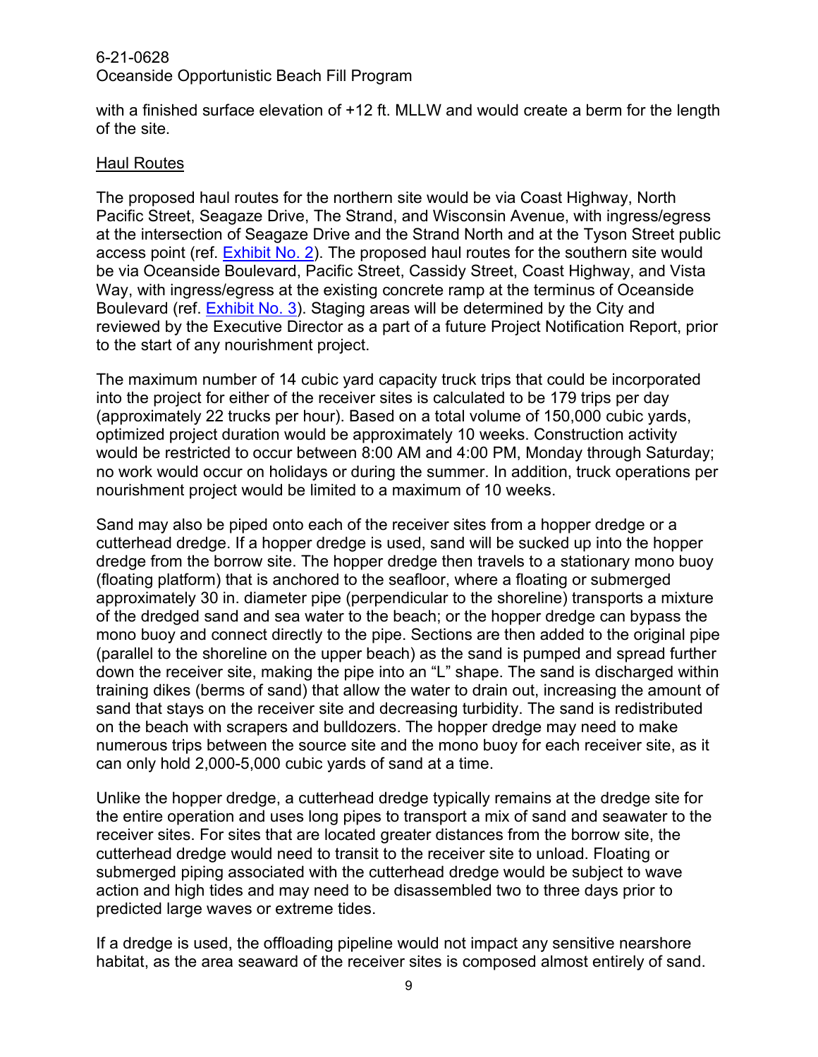with a finished surface elevation of +12 ft. MLLW and would create a berm for the length of the site.

### Haul Routes

The proposed haul routes for the northern site would be via Coast Highway, North Pacific Street, Seagaze Drive, The Strand, and Wisconsin Avenue, with ingress/egress at the intersection of Seagaze Drive and the Strand North and at the Tyson Street public access point (ref. Exhibit No. 2). The proposed haul routes for the southern site would be via Oceanside Boulevard, Pacific Street, Cassidy Street, Coast Highway, and Vista Way, with ingress/egress at the existing concrete ramp at the terminus of Oceanside Boulevard (ref. Exhibit No. 3). Staging areas will be determined by the City and reviewed by the Executive Director as a part of a future Project Notification Report, prior to the start of any nourishment project.

The maximum number of 14 cubic yard capacity truck trips that could be incorporated into the project for either of the receiver sites is calculated to be 179 trips per day (approximately 22 trucks per hour). Based on a total volume of 150,000 cubic yards, optimized project duration would be approximately 10 weeks. Construction activity would be restricted to occur between 8:00 AM and 4:00 PM, Monday through Saturday; no work would occur on holidays or during the summer. In addition, truck operations per nourishment project would be limited to a maximum of 10 weeks.

Sand may also be piped onto each of the receiver sites from a hopper dredge or a cutterhead dredge. If a hopper dredge is used, sand will be sucked up into the hopper dredge from the borrow site. The hopper dredge then travels to a stationary mono buoy (floating platform) that is anchored to the seafloor, where a floating or submerged approximately 30 in. diameter pipe (perpendicular to the shoreline) transports a mixture of the dredged sand and sea water to the beach; or the hopper dredge can bypass the mono buoy and connect directly to the pipe. Sections are then added to the original pipe (parallel to the shoreline on the upper beach) as the sand is pumped and spread further down the receiver site, making the pipe into an "L" shape. The sand is discharged within training dikes (berms of sand) that allow the water to drain out, increasing the amount of sand that stays on the receiver site and decreasing turbidity. The sand is redistributed on the beach with scrapers and bulldozers. The hopper dredge may need to make numerous trips between the source site and the mono buoy for each receiver site, as it can only hold 2,000-5,000 cubic yards of sand at a time.

Unlike the hopper dredge, a cutterhead dredge typically remains at the dredge site for the entire operation and uses long pipes to transport a mix of sand and seawater to the receiver sites. For sites that are located greater distances from the borrow site, the cutterhead dredge would need to transit to the receiver site to unload. Floating or submerged piping associated with the cutterhead dredge would be subject to wave action and high tides and may need to be disassembled two to three days prior to predicted large waves or extreme tides.

If a dredge is used, the offloading pipeline would not impact any sensitive nearshore habitat, as the area seaward of the receiver sites is composed almost entirely of sand.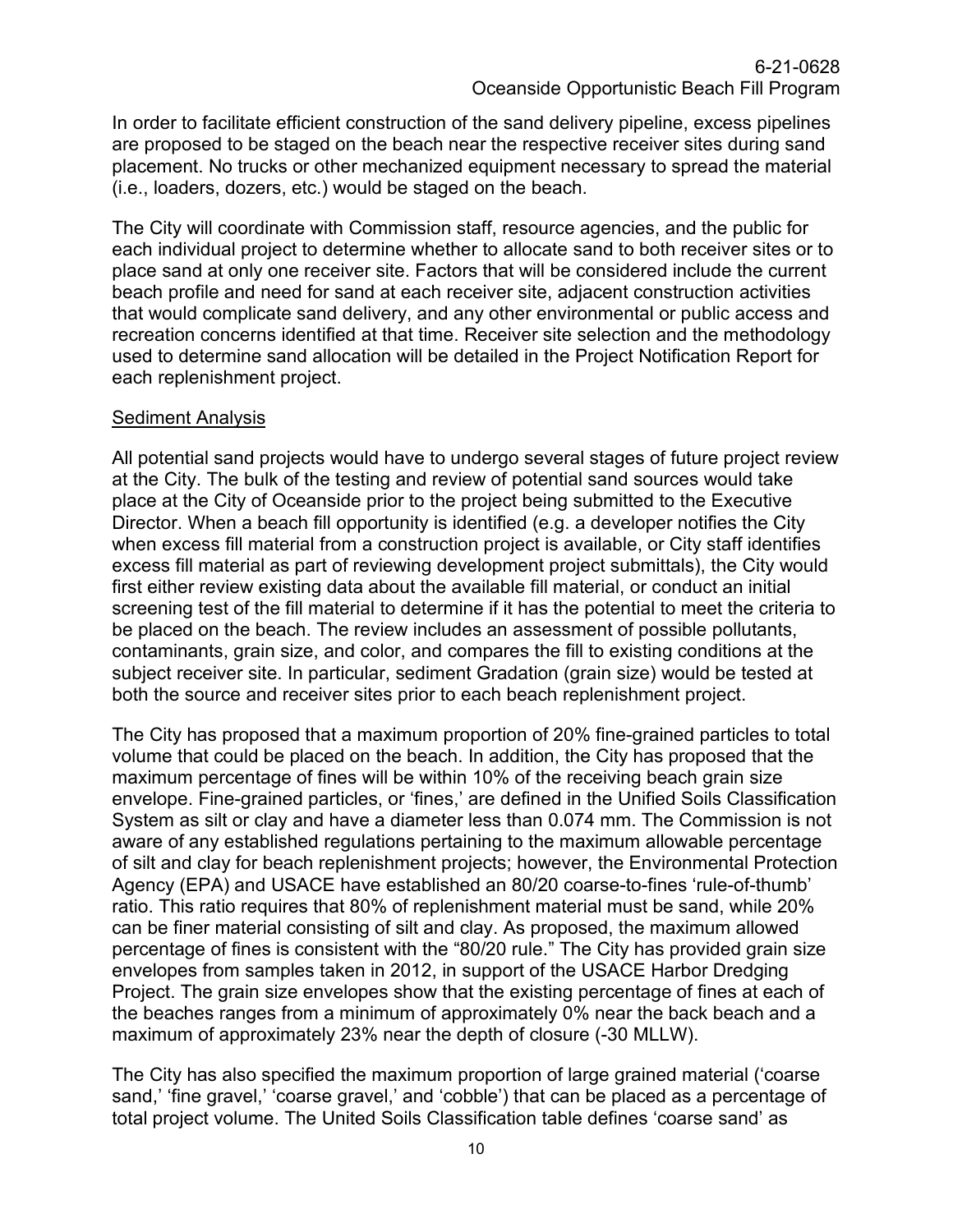In order to facilitate efficient construction of the sand delivery pipeline, excess pipelines are proposed to be staged on the beach near the respective receiver sites during sand placement. No trucks or other mechanized equipment necessary to spread the material (i.e., loaders, dozers, etc.) would be staged on the beach.

The City will coordinate with Commission staff, resource agencies, and the public for each individual project to determine whether to allocate sand to both receiver sites or to place sand at only one receiver site. Factors that will be considered include the current beach profile and need for sand at each receiver site, adjacent construction activities that would complicate sand delivery, and any other environmental or public access and recreation concerns identified at that time. Receiver site selection and the methodology used to determine sand allocation will be detailed in the Project Notification Report for each replenishment project.

Sediment Analysis

All potential sand projects would have to undergo several stages of future project review at the City. The bulk of the testing and review of potential sand sources would take place at the City of Oceanside prior to the project being submitted to the Executive Director. When a beach fill opportunity is identified (e.g. a developer notifies the City when excess fill material from a construction project is available, or City staff identifies excess fill material as part of reviewing development project submittals), the City would first either review existing data about the available fill material, or conduct an initial screening test of the fill material to determine if it has the potential to meet the criteria to be placed on the beach. The review includes an assessment of possible pollutants, contaminants, grain size, and color, and compares the fill to existing conditions at the subject receiver site. In particular, sediment Gradation (grain size) would be tested at both the source and receiver sites prior to each beach replenishment project.

The City has proposed that a maximum proportion of 20% fine-grained particles to total volume that could be placed on the beach. In addition, the City has proposed that the maximum percentage of fines will be within 10% of the receiving beach grain size envelope. Fine-grained particles, or 'fines,' are defined in the Unified Soils Classification System as silt or clay and have a diameter less than 0.074 mm. The Commission is not aware of any established regulations pertaining to the maximum allowable percentage of silt and clay for beach replenishment projects; however, the Environmental Protection Agency (EPA) and USACE have established an 80/20 coarse-to-fines 'rule-of-thumb' ratio. This ratio requires that 80% of replenishment material must be sand, while 20% can be finer material consisting of silt and clay. As proposed, the maximum allowed percentage of fines is consistent with the "80/20 rule." The City has provided grain size envelopes from samples taken in 2012, in support of the USACE Harbor Dredging Project. The grain size envelopes show that the existing percentage of fines at each of the beaches ranges from a minimum of approximately 0% near the back beach and a maximum of approximately 23% near the depth of closure (-30 MLLW).

The City has also specified the maximum proportion of large grained material ('coarse sand,' 'fine gravel,' 'coarse gravel,' and 'cobble') that can be placed as a percentage of total project volume. The United Soils Classification table defines 'coarse sand' as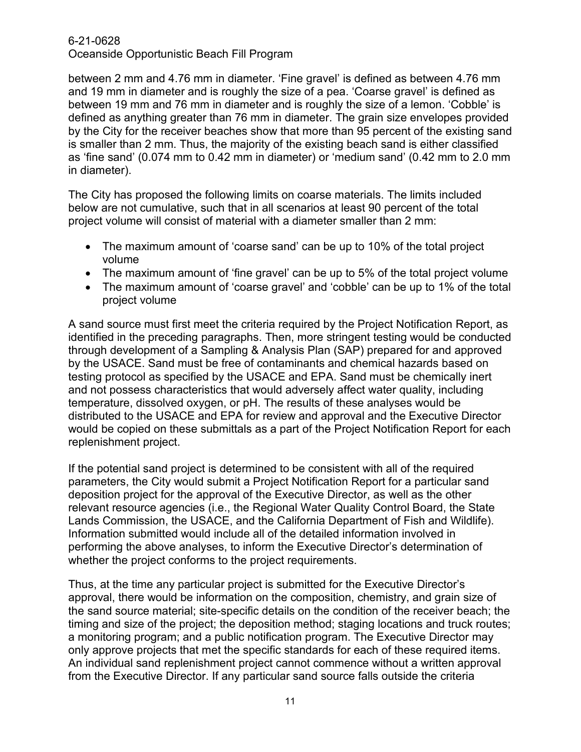between 2 mm and 4.76 mm in diameter. 'Fine gravel' is defined as between 4.76 mm and 19 mm in diameter and is roughly the size of a pea. 'Coarse gravel' is defined as between 19 mm and 76 mm in diameter and is roughly the size of a lemon. 'Cobble' is defined as anything greater than 76 mm in diameter. The grain size envelopes provided by the City for the receiver beaches show that more than 95 percent of the existing sand is smaller than 2 mm. Thus, the majority of the existing beach sand is either classified as 'fine sand' (0.074 mm to 0.42 mm in diameter) or 'medium sand' (0.42 mm to 2.0 mm in diameter).

The City has proposed the following limits on coarse materials. The limits included below are not cumulative, such that in all scenarios at least 90 percent of the total project volume will consist of material with a diameter smaller than 2 mm:

- The maximum amount of 'coarse sand' can be up to 10% of the total project volume
- The maximum amount of 'fine gravel' can be up to 5% of the total project volume
- The maximum amount of 'coarse gravel' and 'cobble' can be up to 1% of the total project volume

A sand source must first meet the criteria required by the Project Notification Report, as identified in the preceding paragraphs. Then, more stringent testing would be conducted through development of a Sampling & Analysis Plan (SAP) prepared for and approved by the USACE. Sand must be free of contaminants and chemical hazards based on testing protocol as specified by the USACE and EPA. Sand must be chemically inert and not possess characteristics that would adversely affect water quality, including temperature, dissolved oxygen, or pH. The results of these analyses would be distributed to the USACE and EPA for review and approval and the Executive Director would be copied on these submittals as a part of the Project Notification Report for each replenishment project.

If the potential sand project is determined to be consistent with all of the required parameters, the City would submit a Project Notification Report for a particular sand deposition project for the approval of the Executive Director, as well as the other relevant resource agencies (i.e., the Regional Water Quality Control Board, the State Lands Commission, the USACE, and the California Department of Fish and Wildlife). Information submitted would include all of the detailed information involved in performing the above analyses, to inform the Executive Director's determination of whether the project conforms to the project requirements.

Thus, at the time any particular project is submitted for the Executive Director's approval, there would be information on the composition, chemistry, and grain size of the sand source material; site-specific details on the condition of the receiver beach; the timing and size of the project; the deposition method; staging locations and truck routes; a monitoring program; and a public notification program. The Executive Director may only approve projects that met the specific standards for each of these required items. An individual sand replenishment project cannot commence without a written approval from the Executive Director. If any particular sand source falls outside the criteria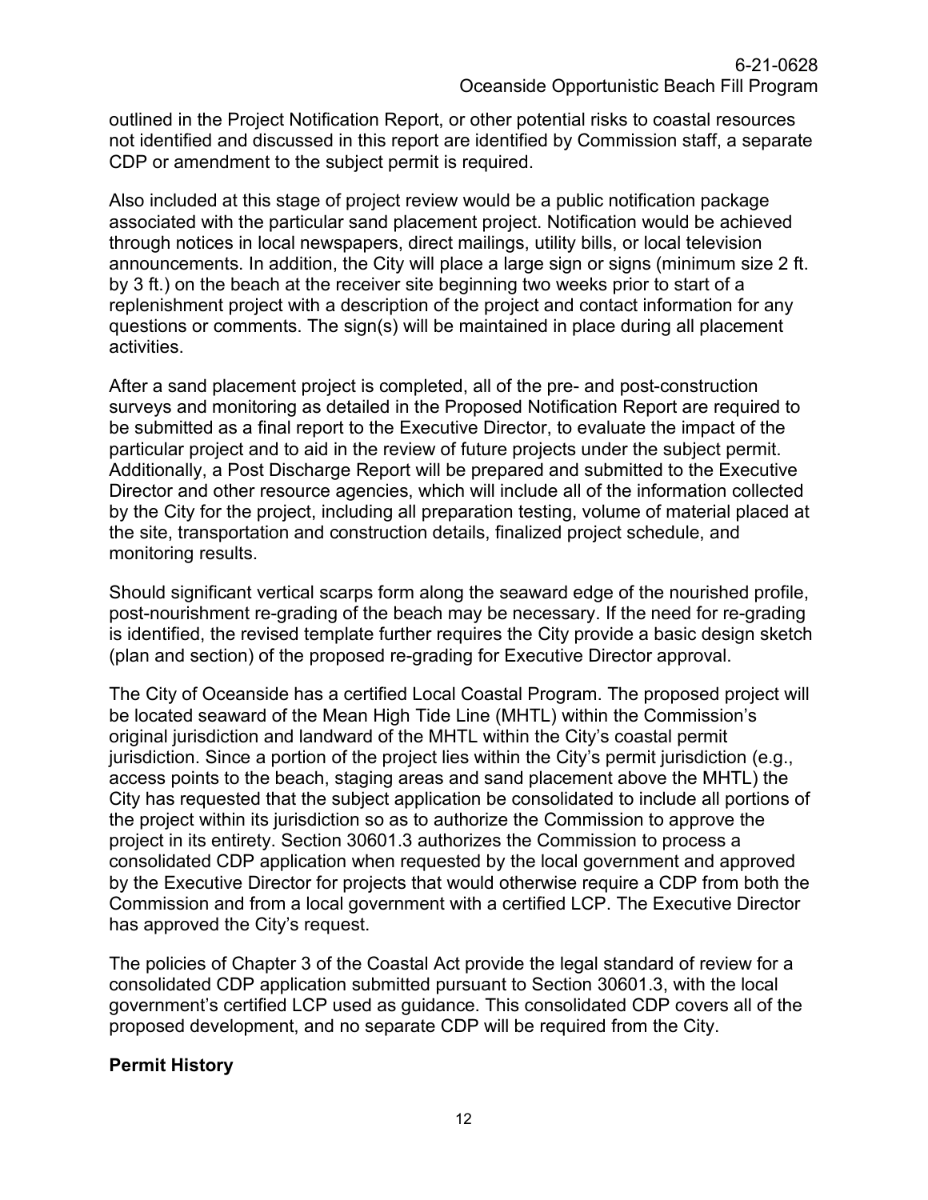outlined in the Project Notification Report, or other potential risks to coastal resources not identified and discussed in this report are identified by Commission staff, a separate CDP or amendment to the subject permit is required.

Also included at this stage of project review would be a public notification package associated with the particular sand placement project. Notification would be achieved through notices in local newspapers, direct mailings, utility bills, or local television announcements. In addition, the City will place a large sign or signs (minimum size 2 ft. by 3 ft.) on the beach at the receiver site beginning two weeks prior to start of a replenishment project with a description of the project and contact information for any questions or comments. The sign(s) will be maintained in place during all placement activities.

After a sand placement project is completed, all of the pre- and post-construction surveys and monitoring as detailed in the Proposed Notification Report are required to be submitted as a final report to the Executive Director, to evaluate the impact of the particular project and to aid in the review of future projects under the subject permit. Additionally, a Post Discharge Report will be prepared and submitted to the Executive Director and other resource agencies, which will include all of the information collected by the City for the project, including all preparation testing, volume of material placed at the site, transportation and construction details, finalized project schedule, and monitoring results.

Should significant vertical scarps form along the seaward edge of the nourished profile, post-nourishment re-grading of the beach may be necessary. If the need for re-grading is identified, the revised template further requires the City provide a basic design sketch (plan and section) of the proposed re-grading for Executive Director approval.

The City of Oceanside has a certified Local Coastal Program. The proposed project will be located seaward of the Mean High Tide Line (MHTL) within the Commission's original jurisdiction and landward of the MHTL within the City's coastal permit jurisdiction. Since a portion of the project lies within the City's permit jurisdiction (e.g., access points to the beach, staging areas and sand placement above the MHTL) the City has requested that the subject application be consolidated to include all portions of the project within its jurisdiction so as to authorize the Commission to approve the project in its entirety. Section 30601.3 authorizes the Commission to process a consolidated CDP application when requested by the local government and approved by the Executive Director for projects that would otherwise require a CDP from both the Commission and from a local government with a certified LCP. The Executive Director has approved the City's request.

The policies of Chapter 3 of the Coastal Act provide the legal standard of review for a consolidated CDP application submitted pursuant to Section 30601.3, with the local government's certified LCP used as guidance. This consolidated CDP covers all of the proposed development, and no separate CDP will be required from the City.

**Permit History**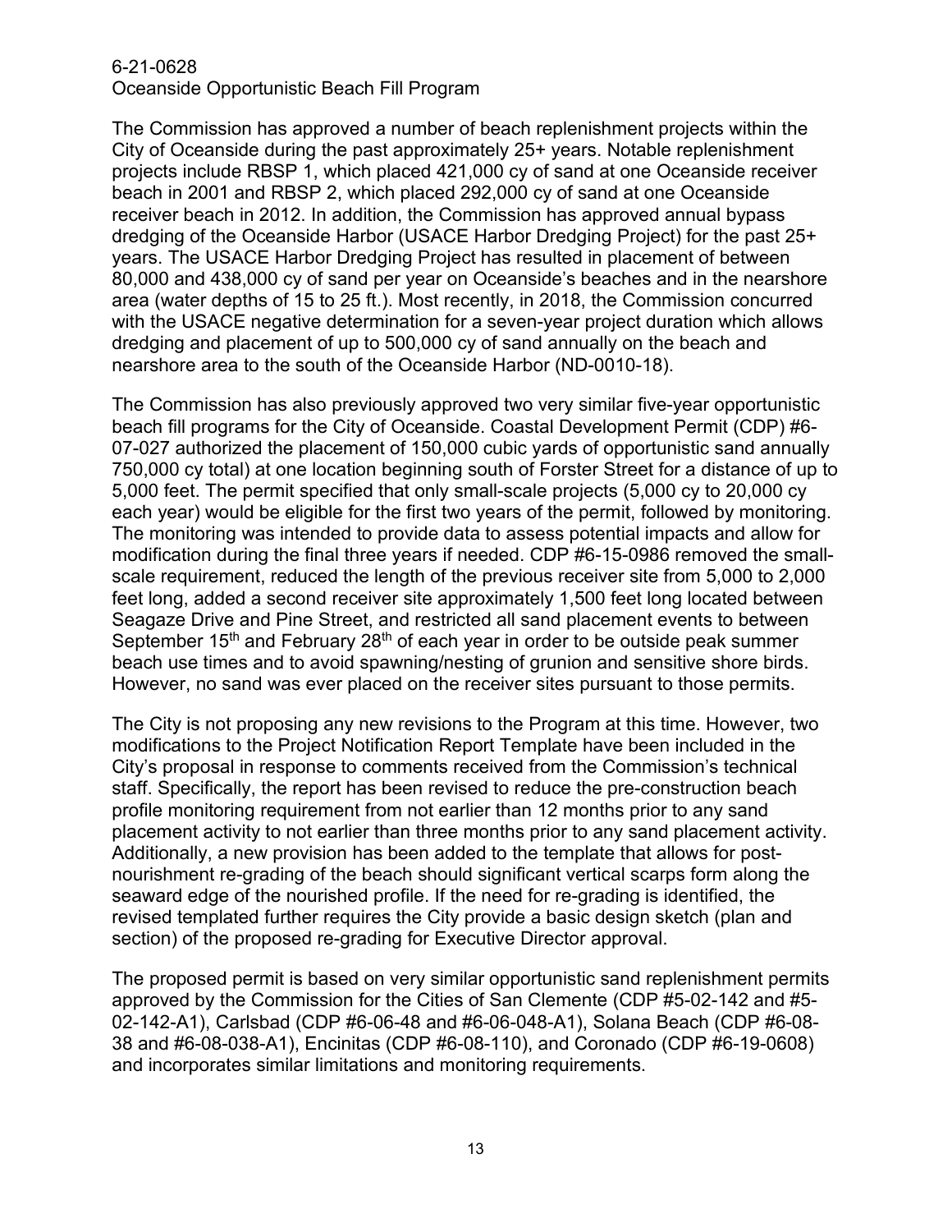The Commission has approved a number of beach replenishment projects within the City of Oceanside during the past approximately 25+ years. Notable replenishment projects include RBSP 1, which placed 421,000 cy of sand at one Oceanside receiver beach in 2001 and RBSP 2, which placed 292,000 cy of sand at one Oceanside receiver beach in 2012. In addition, the Commission has approved annual bypass dredging of the Oceanside Harbor (USACE Harbor Dredging Project) for the past 25+ years. The USACE Harbor Dredging Project has resulted in placement of between 80,000 and 438,000 cy of sand per year on Oceanside's beaches and in the nearshore area (water depths of 15 to 25 ft.). Most recently, in 2018, the Commission concurred with the USACE negative determination for a seven-year project duration which allows dredging and placement of up to 500,000 cy of sand annually on the beach and nearshore area to the south of the Oceanside Harbor (ND-0010-18).

The Commission has also previously approved two very similar five-year opportunistic beach fill programs for the City of Oceanside. Coastal Development Permit (CDP) #6-07-027 authorized the placement of 150,000 cubic yards of opportunistic sand annually 750,000 cy total) at one location beginning south of Forster Street for a distance of up to 5,000 feet. The permit specified that only small-scale projects (5,000 cy to 20,000 cy each year) would be eligible for the first two years of the permit, followed by monitoring. The monitoring was intended to provide data to assess potential impacts and allow for modification during the final three years if needed. CDP #6-15-0986 removed the small-scale requirement, reduced the length of the previous receiver site from 5,000 to 2,000 feet long, added a second receiver site approximately 1,500 feet long located between Seagaze Drive and Pine Street, and restricted all sand placement events to between September 15th and February 28th of each year in order to be outside peak summer beach use times and to avoid spawning/nesting of grunion and sensitive shore birds. However, no sand was ever placed on the receiver sites pursuant to those permits.

The City is not proposing any new revisions to the Program at this time. However, two modifications to the Project Notification Report Template have been included in the City's proposal in response to comments received from the Commission's technical staff. Specifically, the report has been revised to reduce the pre-construction beach profile monitoring requirement from not earlier than 12 months prior to any sand placement activity to not earlier than three months prior to any sand placement activity. Additionally, a new provision has been added to the template that allows for post-nourishment re-grading of the beach should significant vertical scarps form along the seaward edge of the nourished profile. If the need for re-grading is identified, the revised templated further requires the City provide a basic design sketch (plan and section) of the proposed re-grading for Executive Director approval.

The proposed permit is based on very similar opportunistic sand replenishment permits approved by the Commission for the Cities of San Clemente (CDP #5-02-142 and #5-02-142-A1), Carlsbad (CDP #6-06-48 and #6-06-048-A1), Solana Beach (CDP #6-08-38 and #6-08-038-A1), Encinitas (CDP #6-08-110), and Coronado (CDP #6-19-0608) and incorporates similar limitations and monitoring requirements.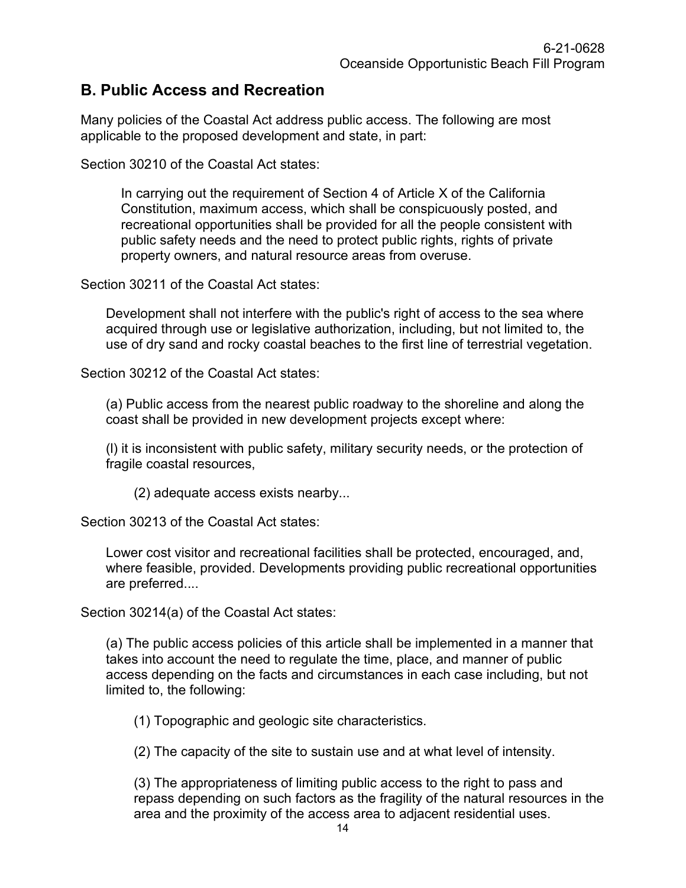## B. Public Access and Recreation

Many policies of the Coastal Act address public access. The following are most applicable to the proposed development and state, in part:

Section 30210 of the Coastal Act states:

> In carrying out the requirement of Section 4 of Article X of the California Constitution, maximum access, which shall be conspicuously posted, and recreational opportunities shall be provided for all the people consistent with public safety needs and the need to protect public rights, rights of private property owners, and natural resource areas from overuse.

Section 30211 of the Coastal Act states:

> Development shall not interfere with the public's right of access to the sea where acquired through use or legislative authorization, including, but not limited to, the use of dry sand and rocky coastal beaches to the first line of terrestrial vegetation.

Section 30212 of the Coastal Act states:

> (a) Public access from the nearest public roadway to the shoreline and along the coast shall be provided in new development projects except where:
>
> (l) it is inconsistent with public safety, military security needs, or the protection of fragile coastal resources,
>
> > (2) adequate access exists nearby...

Section 30213 of the Coastal Act states:

> Lower cost visitor and recreational facilities shall be protected, encouraged, and, where feasible, provided. Developments providing public recreational opportunities are preferred....

Section 30214(a) of the Coastal Act states:

> (a) The public access policies of this article shall be implemented in a manner that takes into account the need to regulate the time, place, and manner of public access depending on the facts and circumstances in each case including, but not limited to, the following:
>
> > (1) Topographic and geologic site characteristics.
> >
> > (2) The capacity of the site to sustain use and at what level of intensity.
> >
> > (3) The appropriateness of limiting public access to the right to pass and repass depending on such factors as the fragility of the natural resources in the area and the proximity of the access area to adjacent residential uses.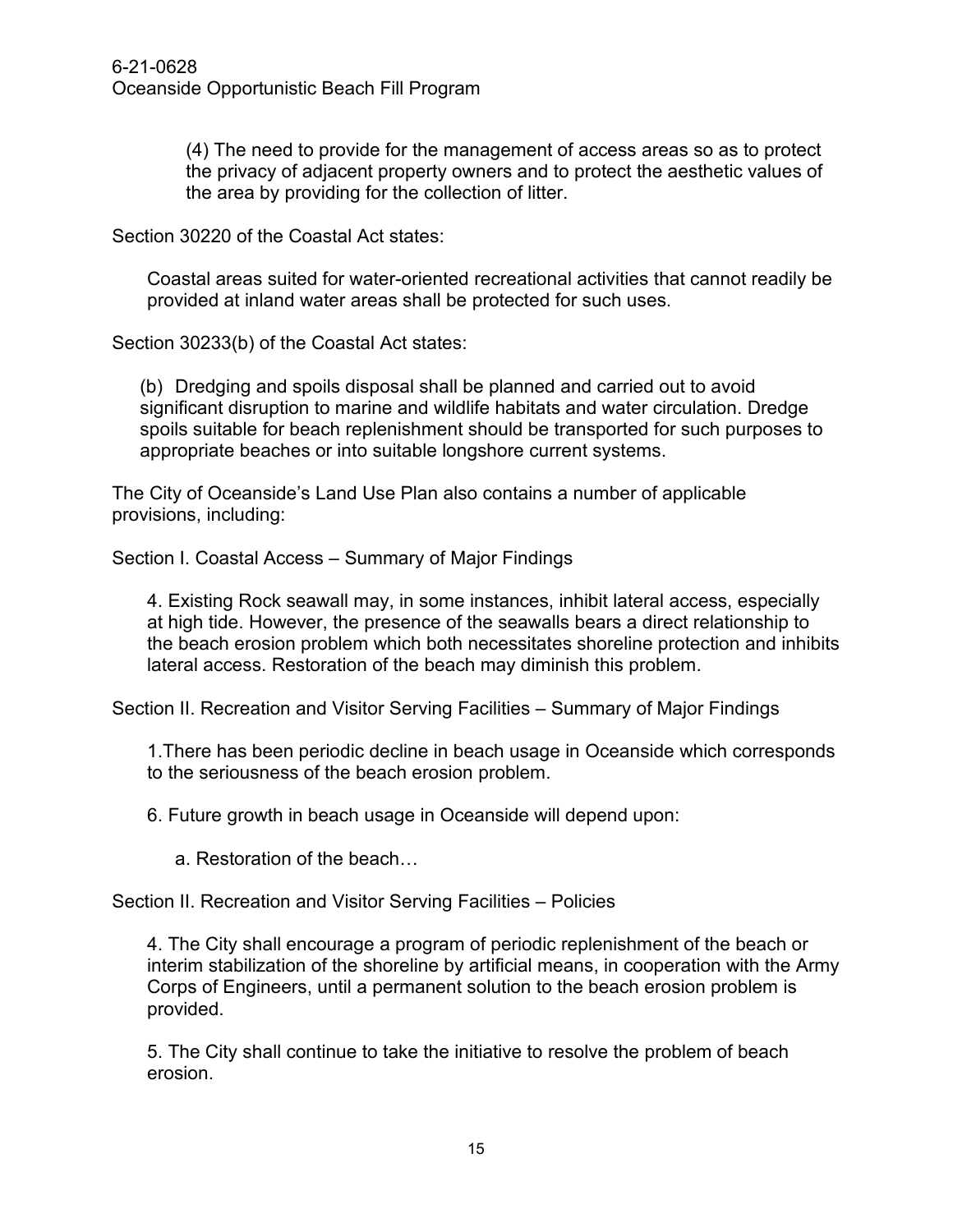(4) The need to provide for the management of access areas so as to protect the privacy of adjacent property owners and to protect the aesthetic values of the area by providing for the collection of litter.

Section 30220 of the Coastal Act states:

> Coastal areas suited for water-oriented recreational activities that cannot readily be provided at inland water areas shall be protected for such uses.

Section 30233(b) of the Coastal Act states:

> (b) Dredging and spoils disposal shall be planned and carried out to avoid significant disruption to marine and wildlife habitats and water circulation. Dredge spoils suitable for beach replenishment should be transported for such purposes to appropriate beaches or into suitable longshore current systems.

The City of Oceanside's Land Use Plan also contains a number of applicable provisions, including:

Section I. Coastal Access – Summary of Major Findings

> 4. Existing Rock seawall may, in some instances, inhibit lateral access, especially at high tide. However, the presence of the seawalls bears a direct relationship to the beach erosion problem which both necessitates shoreline protection and inhibits lateral access. Restoration of the beach may diminish this problem.

Section II. Recreation and Visitor Serving Facilities – Summary of Major Findings

> 1.There has been periodic decline in beach usage in Oceanside which corresponds to the seriousness of the beach erosion problem.
>
> 6. Future growth in beach usage in Oceanside will depend upon:
>
> a. Restoration of the beach…

Section II. Recreation and Visitor Serving Facilities – Policies

> 4. The City shall encourage a program of periodic replenishment of the beach or interim stabilization of the shoreline by artificial means, in cooperation with the Army Corps of Engineers, until a permanent solution to the beach erosion problem is provided.
>
> 5. The City shall continue to take the initiative to resolve the problem of beach erosion.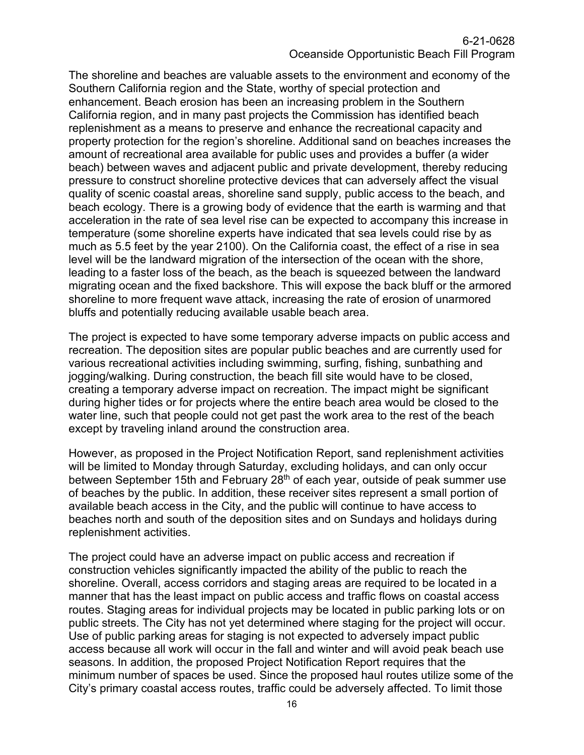The shoreline and beaches are valuable assets to the environment and economy of the Southern California region and the State, worthy of special protection and enhancement. Beach erosion has been an increasing problem in the Southern California region, and in many past projects the Commission has identified beach replenishment as a means to preserve and enhance the recreational capacity and property protection for the region's shoreline. Additional sand on beaches increases the amount of recreational area available for public uses and provides a buffer (a wider beach) between waves and adjacent public and private development, thereby reducing pressure to construct shoreline protective devices that can adversely affect the visual quality of scenic coastal areas, shoreline sand supply, public access to the beach, and beach ecology. There is a growing body of evidence that the earth is warming and that acceleration in the rate of sea level rise can be expected to accompany this increase in temperature (some shoreline experts have indicated that sea levels could rise by as much as 5.5 feet by the year 2100). On the California coast, the effect of a rise in sea level will be the landward migration of the intersection of the ocean with the shore, leading to a faster loss of the beach, as the beach is squeezed between the landward migrating ocean and the fixed backshore. This will expose the back bluff or the armored shoreline to more frequent wave attack, increasing the rate of erosion of unarmored bluffs and potentially reducing available usable beach area.

The project is expected to have some temporary adverse impacts on public access and recreation. The deposition sites are popular public beaches and are currently used for various recreational activities including swimming, surfing, fishing, sunbathing and jogging/walking. During construction, the beach fill site would have to be closed, creating a temporary adverse impact on recreation. The impact might be significant during higher tides or for projects where the entire beach area would be closed to the water line, such that people could not get past the work area to the rest of the beach except by traveling inland around the construction area.

However, as proposed in the Project Notification Report, sand replenishment activities will be limited to Monday through Saturday, excluding holidays, and can only occur between September 15th and February 28th of each year, outside of peak summer use of beaches by the public. In addition, these receiver sites represent a small portion of available beach access in the City, and the public will continue to have access to beaches north and south of the deposition sites and on Sundays and holidays during replenishment activities.

The project could have an adverse impact on public access and recreation if construction vehicles significantly impacted the ability of the public to reach the shoreline. Overall, access corridors and staging areas are required to be located in a manner that has the least impact on public access and traffic flows on coastal access routes. Staging areas for individual projects may be located in public parking lots or on public streets. The City has not yet determined where staging for the project will occur. Use of public parking areas for staging is not expected to adversely impact public access because all work will occur in the fall and winter and will avoid peak beach use seasons. In addition, the proposed Project Notification Report requires that the minimum number of spaces be used. Since the proposed haul routes utilize some of the City's primary coastal access routes, traffic could be adversely affected. To limit those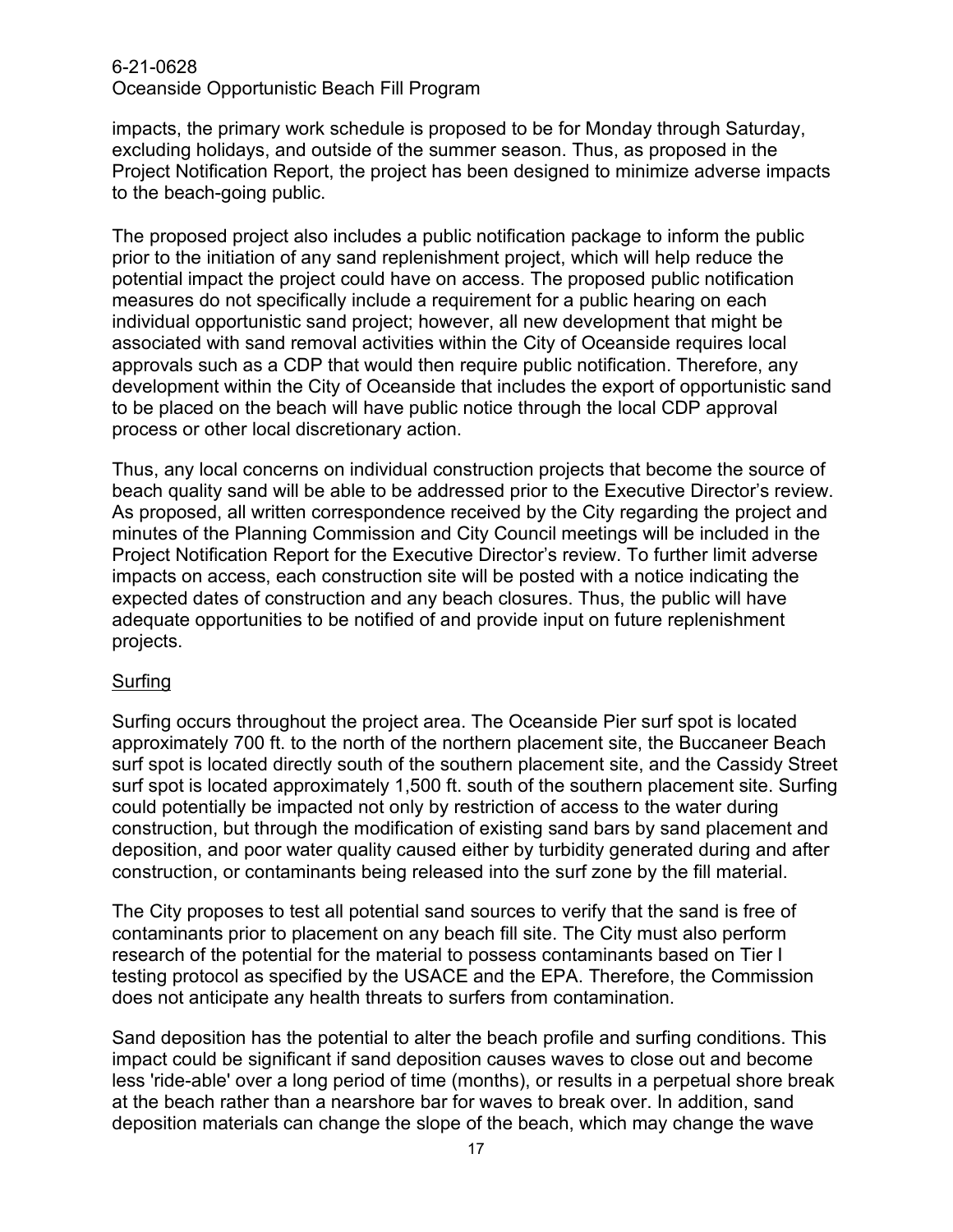impacts, the primary work schedule is proposed to be for Monday through Saturday, excluding holidays, and outside of the summer season. Thus, as proposed in the Project Notification Report, the project has been designed to minimize adverse impacts to the beach-going public.

The proposed project also includes a public notification package to inform the public prior to the initiation of any sand replenishment project, which will help reduce the potential impact the project could have on access. The proposed public notification measures do not specifically include a requirement for a public hearing on each individual opportunistic sand project; however, all new development that might be associated with sand removal activities within the City of Oceanside requires local approvals such as a CDP that would then require public notification. Therefore, any development within the City of Oceanside that includes the export of opportunistic sand to be placed on the beach will have public notice through the local CDP approval process or other local discretionary action.

Thus, any local concerns on individual construction projects that become the source of beach quality sand will be able to be addressed prior to the Executive Director's review. As proposed, all written correspondence received by the City regarding the project and minutes of the Planning Commission and City Council meetings will be included in the Project Notification Report for the Executive Director's review. To further limit adverse impacts on access, each construction site will be posted with a notice indicating the expected dates of construction and any beach closures. Thus, the public will have adequate opportunities to be notified of and provide input on future replenishment projects.

<u>Surfing</u>

Surfing occurs throughout the project area. The Oceanside Pier surf spot is located approximately 700 ft. to the north of the northern placement site, the Buccaneer Beach surf spot is located directly south of the southern placement site, and the Cassidy Street surf spot is located approximately 1,500 ft. south of the southern placement site. Surfing could potentially be impacted not only by restriction of access to the water during construction, but through the modification of existing sand bars by sand placement and deposition, and poor water quality caused either by turbidity generated during and after construction, or contaminants being released into the surf zone by the fill material.

The City proposes to test all potential sand sources to verify that the sand is free of contaminants prior to placement on any beach fill site. The City must also perform research of the potential for the material to possess contaminants based on Tier I testing protocol as specified by the USACE and the EPA. Therefore, the Commission does not anticipate any health threats to surfers from contamination.

Sand deposition has the potential to alter the beach profile and surfing conditions. This impact could be significant if sand deposition causes waves to close out and become less 'ride-able' over a long period of time (months), or results in a perpetual shore break at the beach rather than a nearshore bar for waves to break over. In addition, sand deposition materials can change the slope of the beach, which may change the wave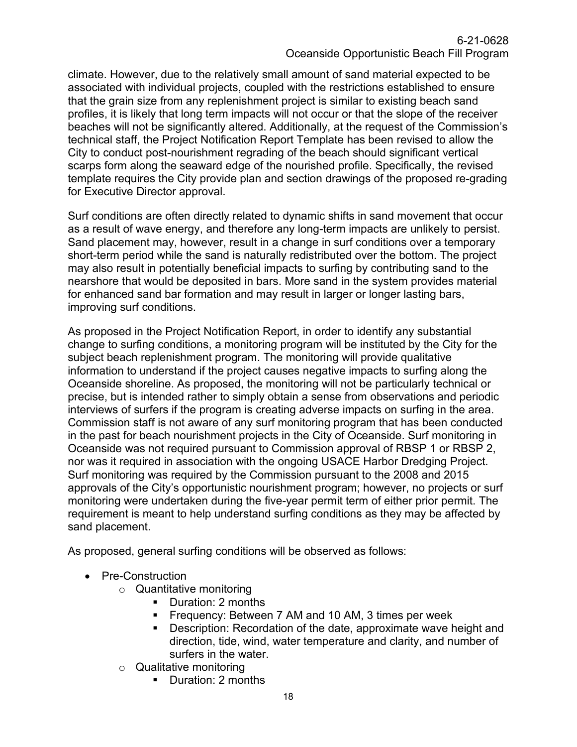climate. However, due to the relatively small amount of sand material expected to be associated with individual projects, coupled with the restrictions established to ensure that the grain size from any replenishment project is similar to existing beach sand profiles, it is likely that long term impacts will not occur or that the slope of the receiver beaches will not be significantly altered. Additionally, at the request of the Commission's technical staff, the Project Notification Report Template has been revised to allow the City to conduct post-nourishment regrading of the beach should significant vertical scarps form along the seaward edge of the nourished profile. Specifically, the revised template requires the City provide plan and section drawings of the proposed re-grading for Executive Director approval.

Surf conditions are often directly related to dynamic shifts in sand movement that occur as a result of wave energy, and therefore any long-term impacts are unlikely to persist. Sand placement may, however, result in a change in surf conditions over a temporary short-term period while the sand is naturally redistributed over the bottom. The project may also result in potentially beneficial impacts to surfing by contributing sand to the nearshore that would be deposited in bars. More sand in the system provides material for enhanced sand bar formation and may result in larger or longer lasting bars, improving surf conditions.

As proposed in the Project Notification Report, in order to identify any substantial change to surfing conditions, a monitoring program will be instituted by the City for the subject beach replenishment program. The monitoring will provide qualitative information to understand if the project causes negative impacts to surfing along the Oceanside shoreline. As proposed, the monitoring will not be particularly technical or precise, but is intended rather to simply obtain a sense from observations and periodic interviews of surfers if the program is creating adverse impacts on surfing in the area. Commission staff is not aware of any surf monitoring program that has been conducted in the past for beach nourishment projects in the City of Oceanside. Surf monitoring in Oceanside was not required pursuant to Commission approval of RBSP 1 or RBSP 2, nor was it required in association with the ongoing USACE Harbor Dredging Project. Surf monitoring was required by the Commission pursuant to the 2008 and 2015 approvals of the City's opportunistic nourishment program; however, no projects or surf monitoring were undertaken during the five-year permit term of either prior permit. The requirement is meant to help understand surfing conditions as they may be affected by sand placement.

As proposed, general surfing conditions will be observed as follows:

- Pre-Construction
  - Quantitative monitoring
    - Duration: 2 months
    - Frequency: Between 7 AM and 10 AM, 3 times per week
    - Description: Recordation of the date, approximate wave height and direction, tide, wind, water temperature and clarity, and number of surfers in the water.
  - Qualitative monitoring
    - Duration: 2 months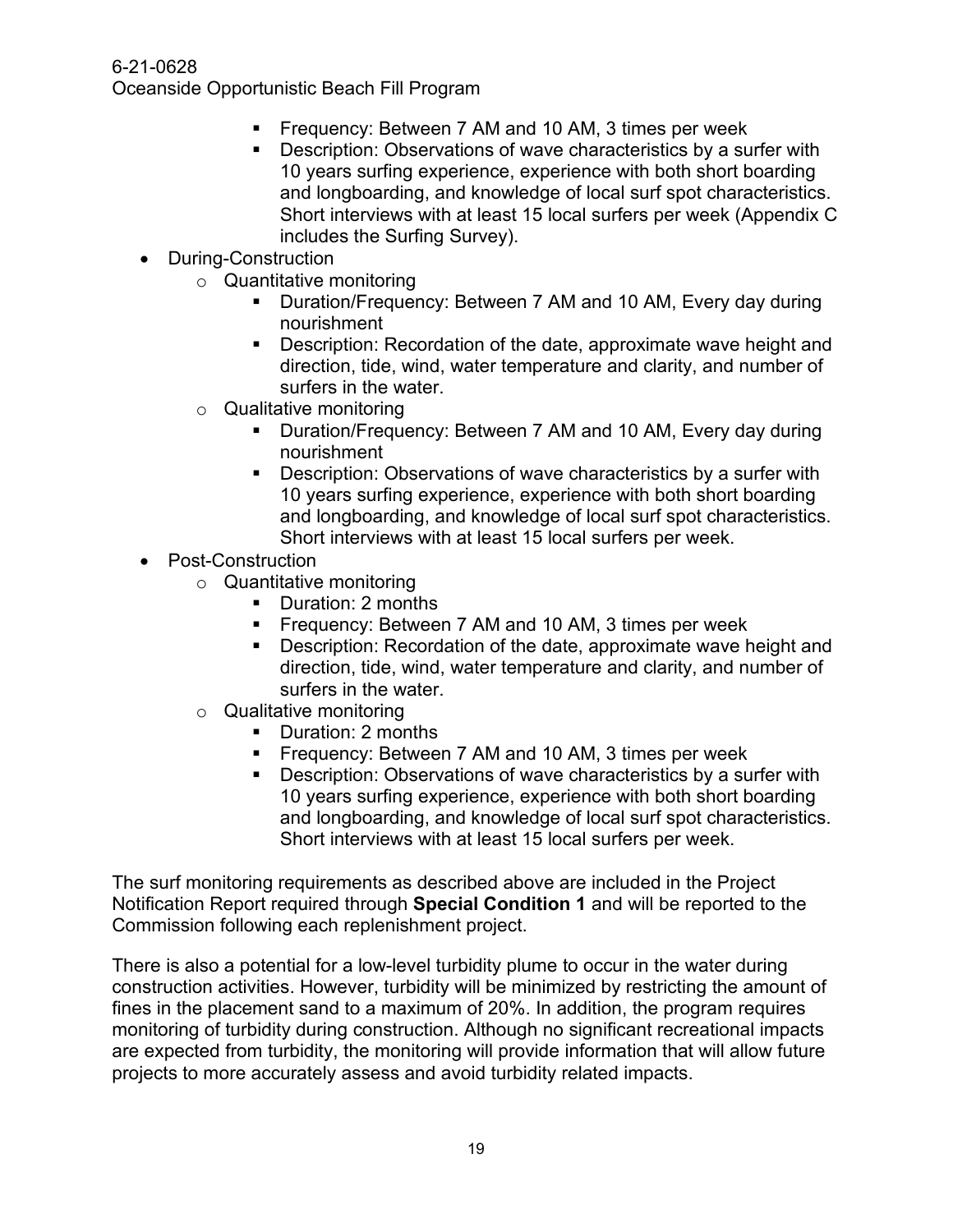- Frequency: Between 7 AM and 10 AM, 3 times per week
        - Description: Observations of wave characteristics by a surfer with 10 years surfing experience, experience with both short boarding and longboarding, and knowledge of local surf spot characteristics. Short interviews with at least 15 local surfers per week (Appendix C includes the Surfing Survey).

- During-Construction
    - Quantitative monitoring
        - Duration/Frequency: Between 7 AM and 10 AM, Every day during nourishment
        - Description: Recordation of the date, approximate wave height and direction, tide, wind, water temperature and clarity, and number of surfers in the water.
    - Qualitative monitoring
        - Duration/Frequency: Between 7 AM and 10 AM, Every day during nourishment
        - Description: Observations of wave characteristics by a surfer with 10 years surfing experience, experience with both short boarding and longboarding, and knowledge of local surf spot characteristics. Short interviews with at least 15 local surfers per week.
- Post-Construction
    - Quantitative monitoring
        - Duration: 2 months
        - Frequency: Between 7 AM and 10 AM, 3 times per week
        - Description: Recordation of the date, approximate wave height and direction, tide, wind, water temperature and clarity, and number of surfers in the water.
    - Qualitative monitoring
        - Duration: 2 months
        - Frequency: Between 7 AM and 10 AM, 3 times per week
        - Description: Observations of wave characteristics by a surfer with 10 years surfing experience, experience with both short boarding and longboarding, and knowledge of local surf spot characteristics. Short interviews with at least 15 local surfers per week.

The surf monitoring requirements as described above are included in the Project Notification Report required through **Special Condition 1** and will be reported to the Commission following each replenishment project.

There is also a potential for a low-level turbidity plume to occur in the water during construction activities. However, turbidity will be minimized by restricting the amount of fines in the placement sand to a maximum of 20%. In addition, the program requires monitoring of turbidity during construction. Although no significant recreational impacts are expected from turbidity, the monitoring will provide information that will allow future projects to more accurately assess and avoid turbidity related impacts.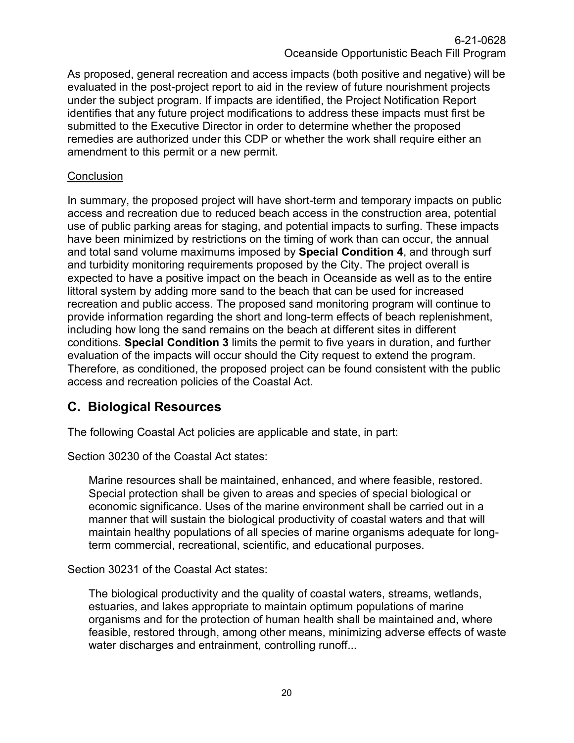As proposed, general recreation and access impacts (both positive and negative) will be evaluated in the post-project report to aid in the review of future nourishment projects under the subject program. If impacts are identified, the Project Notification Report identifies that any future project modifications to address these impacts must first be submitted to the Executive Director in order to determine whether the proposed remedies are authorized under this CDP or whether the work shall require either an amendment to this permit or a new permit.

Conclusion

In summary, the proposed project will have short-term and temporary impacts on public access and recreation due to reduced beach access in the construction area, potential use of public parking areas for staging, and potential impacts to surfing. These impacts have been minimized by restrictions on the timing of work than can occur, the annual and total sand volume maximums imposed by **Special Condition 4**, and through surf and turbidity monitoring requirements proposed by the City. The project overall is expected to have a positive impact on the beach in Oceanside as well as to the entire littoral system by adding more sand to the beach that can be used for increased recreation and public access. The proposed sand monitoring program will continue to provide information regarding the short and long-term effects of beach replenishment, including how long the sand remains on the beach at different sites in different conditions. **Special Condition 3** limits the permit to five years in duration, and further evaluation of the impacts will occur should the City request to extend the program. Therefore, as conditioned, the proposed project can be found consistent with the public access and recreation policies of the Coastal Act.

## C. Biological Resources

The following Coastal Act policies are applicable and state, in part:

Section 30230 of the Coastal Act states:

> Marine resources shall be maintained, enhanced, and where feasible, restored. Special protection shall be given to areas and species of special biological or economic significance. Uses of the marine environment shall be carried out in a manner that will sustain the biological productivity of coastal waters and that will maintain healthy populations of all species of marine organisms adequate for long-term commercial, recreational, scientific, and educational purposes.

Section 30231 of the Coastal Act states:

> The biological productivity and the quality of coastal waters, streams, wetlands, estuaries, and lakes appropriate to maintain optimum populations of marine organisms and for the protection of human health shall be maintained and, where feasible, restored through, among other means, minimizing adverse effects of waste water discharges and entrainment, controlling runoff...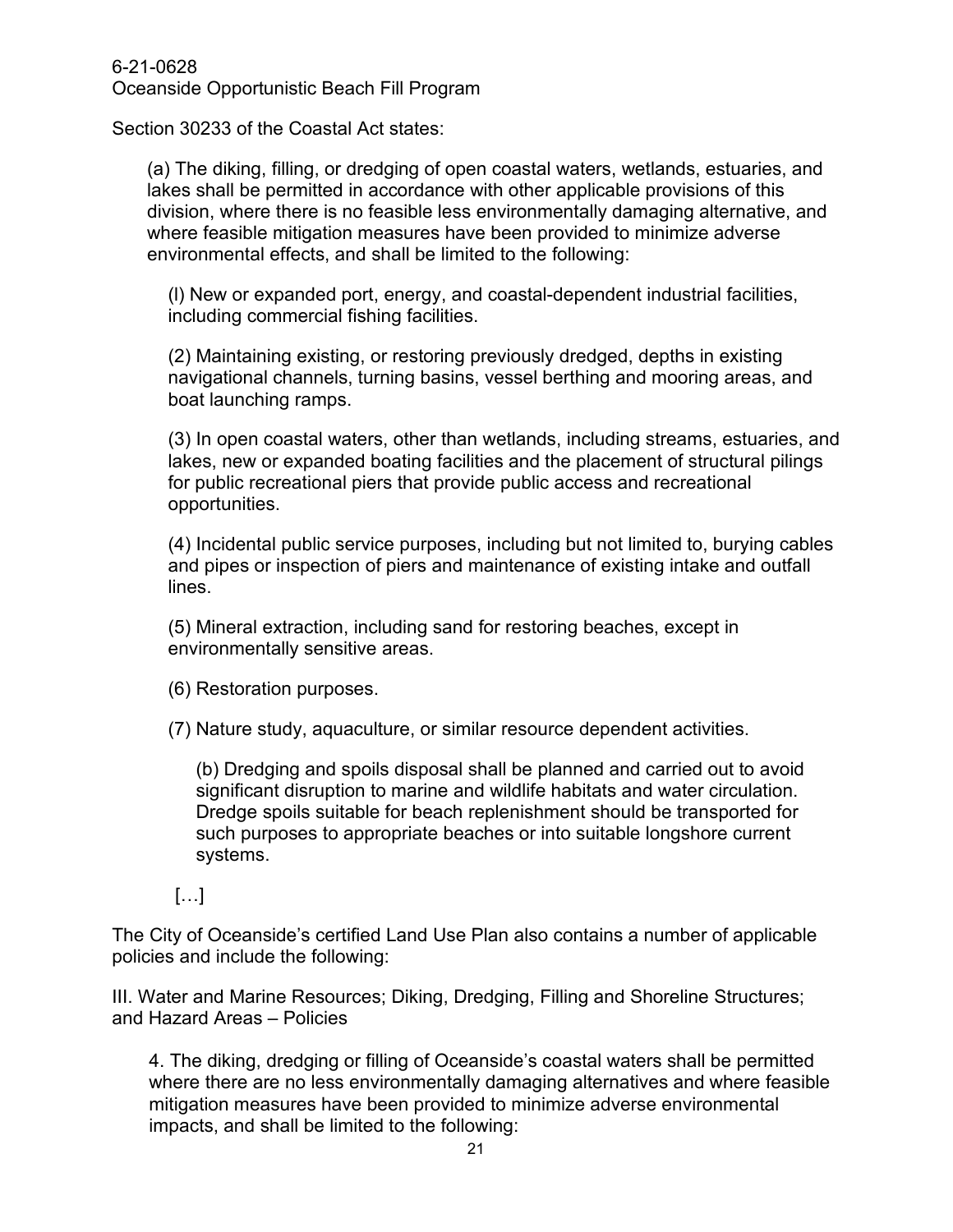Section 30233 of the Coastal Act states:

> (a) The diking, filling, or dredging of open coastal waters, wetlands, estuaries, and lakes shall be permitted in accordance with other applicable provisions of this division, where there is no feasible less environmentally damaging alternative, and where feasible mitigation measures have been provided to minimize adverse environmental effects, and shall be limited to the following:
>
> > (l) New or expanded port, energy, and coastal-dependent industrial facilities, including commercial fishing facilities.
> >
> > (2) Maintaining existing, or restoring previously dredged, depths in existing navigational channels, turning basins, vessel berthing and mooring areas, and boat launching ramps.
> >
> > (3) In open coastal waters, other than wetlands, including streams, estuaries, and lakes, new or expanded boating facilities and the placement of structural pilings for public recreational piers that provide public access and recreational opportunities.
> >
> > (4) Incidental public service purposes, including but not limited to, burying cables and pipes or inspection of piers and maintenance of existing intake and outfall lines.
> >
> > (5) Mineral extraction, including sand for restoring beaches, except in environmentally sensitive areas.
> >
> > (6) Restoration purposes.
> >
> > (7) Nature study, aquaculture, or similar resource dependent activities.
> >
> > > (b) Dredging and spoils disposal shall be planned and carried out to avoid significant disruption to marine and wildlife habitats and water circulation. Dredge spoils suitable for beach replenishment should be transported for such purposes to appropriate beaches or into suitable longshore current systems.
> >
> > […]

The City of Oceanside's certified Land Use Plan also contains a number of applicable policies and include the following:

III. Water and Marine Resources; Diking, Dredging, Filling and Shoreline Structures; and Hazard Areas – Policies

> 4. The diking, dredging or filling of Oceanside's coastal waters shall be permitted where there are no less environmentally damaging alternatives and where feasible mitigation measures have been provided to minimize adverse environmental impacts, and shall be limited to the following: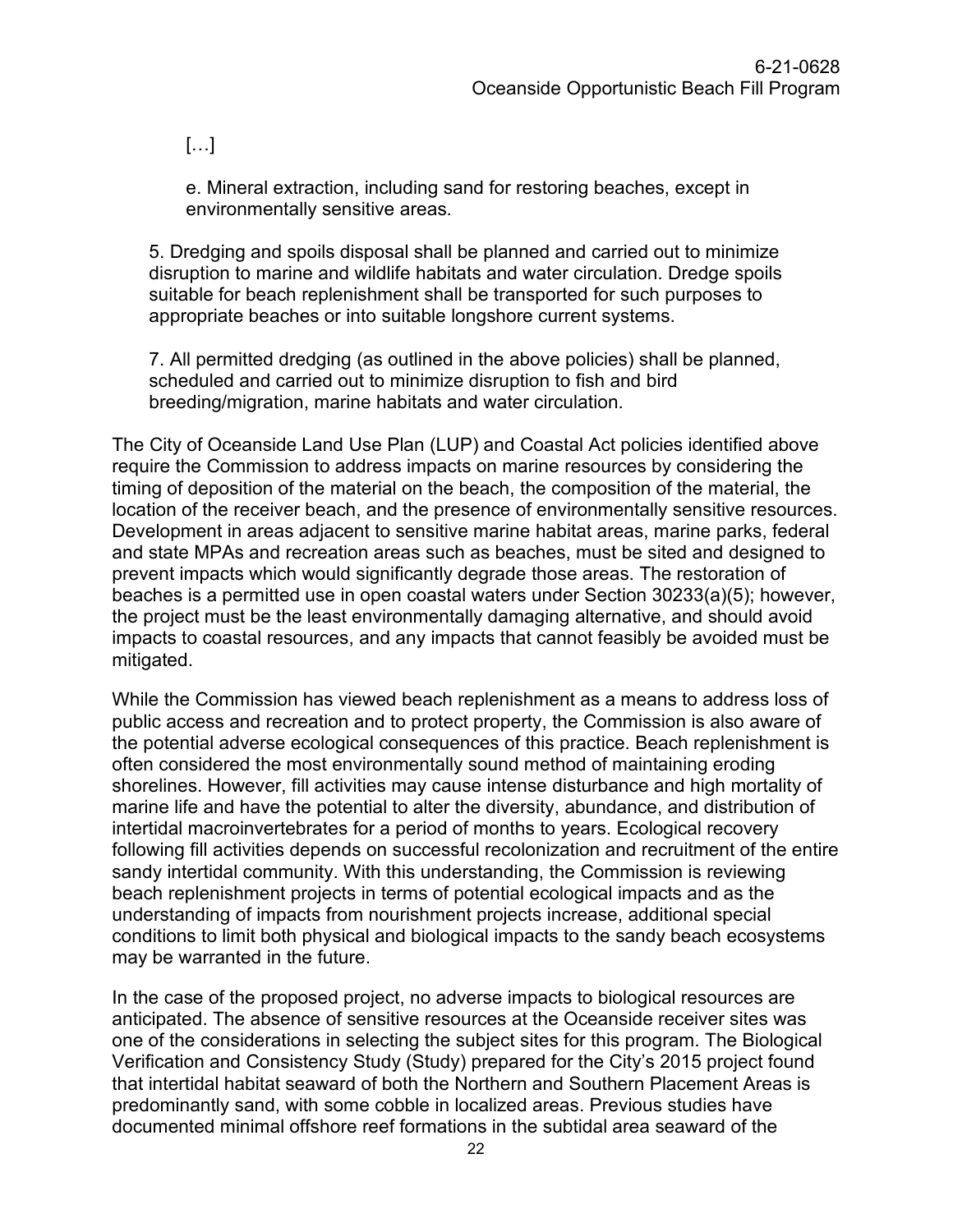[…]

e. Mineral extraction, including sand for restoring beaches, except in environmentally sensitive areas.

5. Dredging and spoils disposal shall be planned and carried out to minimize disruption to marine and wildlife habitats and water circulation. Dredge spoils suitable for beach replenishment shall be transported for such purposes to appropriate beaches or into suitable longshore current systems.

7. All permitted dredging (as outlined in the above policies) shall be planned, scheduled and carried out to minimize disruption to fish and bird breeding/migration, marine habitats and water circulation.

The City of Oceanside Land Use Plan (LUP) and Coastal Act policies identified above require the Commission to address impacts on marine resources by considering the timing of deposition of the material on the beach, the composition of the material, the location of the receiver beach, and the presence of environmentally sensitive resources. Development in areas adjacent to sensitive marine habitat areas, marine parks, federal and state MPAs and recreation areas such as beaches, must be sited and designed to prevent impacts which would significantly degrade those areas. The restoration of beaches is a permitted use in open coastal waters under Section 30233(a)(5); however, the project must be the least environmentally damaging alternative, and should avoid impacts to coastal resources, and any impacts that cannot feasibly be avoided must be mitigated.

While the Commission has viewed beach replenishment as a means to address loss of public access and recreation and to protect property, the Commission is also aware of the potential adverse ecological consequences of this practice. Beach replenishment is often considered the most environmentally sound method of maintaining eroding shorelines. However, fill activities may cause intense disturbance and high mortality of marine life and have the potential to alter the diversity, abundance, and distribution of intertidal macroinvertebrates for a period of months to years. Ecological recovery following fill activities depends on successful recolonization and recruitment of the entire sandy intertidal community. With this understanding, the Commission is reviewing beach replenishment projects in terms of potential ecological impacts and as the understanding of impacts from nourishment projects increase, additional special conditions to limit both physical and biological impacts to the sandy beach ecosystems may be warranted in the future.

In the case of the proposed project, no adverse impacts to biological resources are anticipated. The absence of sensitive resources at the Oceanside receiver sites was one of the considerations in selecting the subject sites for this program. The Biological Verification and Consistency Study (Study) prepared for the City's 2015 project found that intertidal habitat seaward of both the Northern and Southern Placement Areas is predominantly sand, with some cobble in localized areas. Previous studies have documented minimal offshore reef formations in the subtidal area seaward of the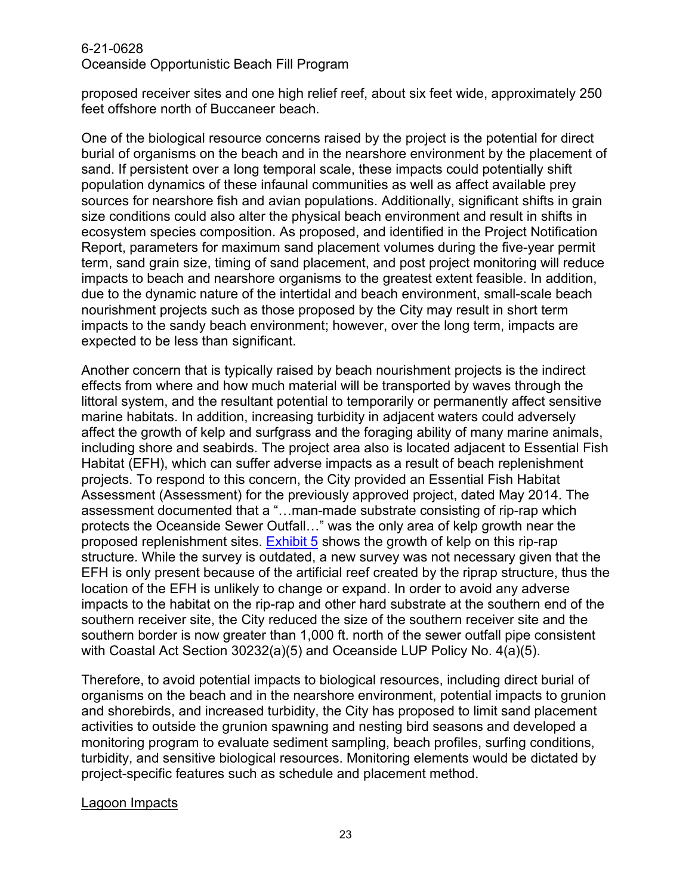proposed receiver sites and one high relief reef, about six feet wide, approximately 250 feet offshore north of Buccaneer beach.

One of the biological resource concerns raised by the project is the potential for direct burial of organisms on the beach and in the nearshore environment by the placement of sand. If persistent over a long temporal scale, these impacts could potentially shift population dynamics of these infaunal communities as well as affect available prey sources for nearshore fish and avian populations. Additionally, significant shifts in grain size conditions could also alter the physical beach environment and result in shifts in ecosystem species composition. As proposed, and identified in the Project Notification Report, parameters for maximum sand placement volumes during the five-year permit term, sand grain size, timing of sand placement, and post project monitoring will reduce impacts to beach and nearshore organisms to the greatest extent feasible. In addition, due to the dynamic nature of the intertidal and beach environment, small-scale beach nourishment projects such as those proposed by the City may result in short term impacts to the sandy beach environment; however, over the long term, impacts are expected to be less than significant.

Another concern that is typically raised by beach nourishment projects is the indirect effects from where and how much material will be transported by waves through the littoral system, and the resultant potential to temporarily or permanently affect sensitive marine habitats. In addition, increasing turbidity in adjacent waters could adversely affect the growth of kelp and surfgrass and the foraging ability of many marine animals, including shore and seabirds. The project area also is located adjacent to Essential Fish Habitat (EFH), which can suffer adverse impacts as a result of beach replenishment projects. To respond to this concern, the City provided an Essential Fish Habitat Assessment (Assessment) for the previously approved project, dated May 2014. The assessment documented that a "…man-made substrate consisting of rip-rap which protects the Oceanside Sewer Outfall…" was the only area of kelp growth near the proposed replenishment sites. Exhibit 5 shows the growth of kelp on this rip-rap structure. While the survey is outdated, a new survey was not necessary given that the EFH is only present because of the artificial reef created by the riprap structure, thus the location of the EFH is unlikely to change or expand. In order to avoid any adverse impacts to the habitat on the rip-rap and other hard substrate at the southern end of the southern receiver site, the City reduced the size of the southern receiver site and the southern border is now greater than 1,000 ft. north of the sewer outfall pipe consistent with Coastal Act Section 30232(a)(5) and Oceanside LUP Policy No. 4(a)(5).

Therefore, to avoid potential impacts to biological resources, including direct burial of organisms on the beach and in the nearshore environment, potential impacts to grunion and shorebirds, and increased turbidity, the City has proposed to limit sand placement activities to outside the grunion spawning and nesting bird seasons and developed a monitoring program to evaluate sediment sampling, beach profiles, surfing conditions, turbidity, and sensitive biological resources. Monitoring elements would be dictated by project-specific features such as schedule and placement method.

<u>Lagoon Impacts</u>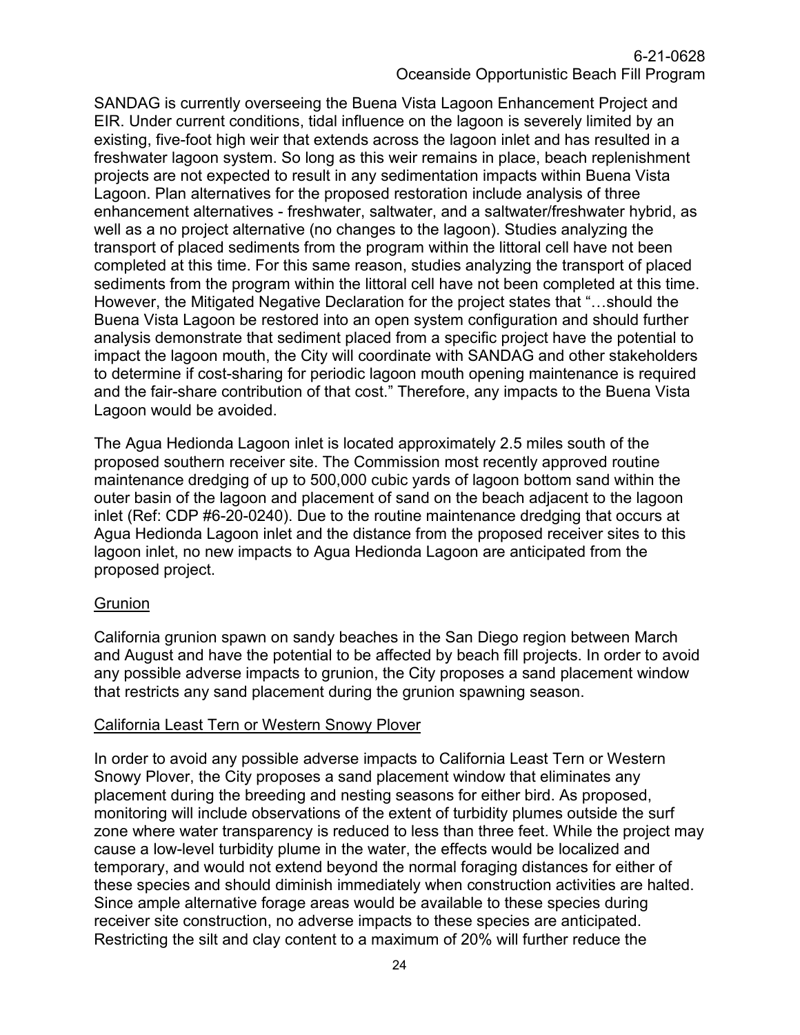SANDAG is currently overseeing the Buena Vista Lagoon Enhancement Project and EIR. Under current conditions, tidal influence on the lagoon is severely limited by an existing, five-foot high weir that extends across the lagoon inlet and has resulted in a freshwater lagoon system. So long as this weir remains in place, beach replenishment projects are not expected to result in any sedimentation impacts within Buena Vista Lagoon. Plan alternatives for the proposed restoration include analysis of three enhancement alternatives - freshwater, saltwater, and a saltwater/freshwater hybrid, as well as a no project alternative (no changes to the lagoon). Studies analyzing the transport of placed sediments from the program within the littoral cell have not been completed at this time. For this same reason, studies analyzing the transport of placed sediments from the program within the littoral cell have not been completed at this time. However, the Mitigated Negative Declaration for the project states that "…should the Buena Vista Lagoon be restored into an open system configuration and should further analysis demonstrate that sediment placed from a specific project have the potential to impact the lagoon mouth, the City will coordinate with SANDAG and other stakeholders to determine if cost-sharing for periodic lagoon mouth opening maintenance is required and the fair-share contribution of that cost." Therefore, any impacts to the Buena Vista Lagoon would be avoided.

The Agua Hedionda Lagoon inlet is located approximately 2.5 miles south of the proposed southern receiver site. The Commission most recently approved routine maintenance dredging of up to 500,000 cubic yards of lagoon bottom sand within the outer basin of the lagoon and placement of sand on the beach adjacent to the lagoon inlet (Ref: CDP #6-20-0240). Due to the routine maintenance dredging that occurs at Agua Hedionda Lagoon inlet and the distance from the proposed receiver sites to this lagoon inlet, no new impacts to Agua Hedionda Lagoon are anticipated from the proposed project.

<u>Grunion</u>

California grunion spawn on sandy beaches in the San Diego region between March and August and have the potential to be affected by beach fill projects. In order to avoid any possible adverse impacts to grunion, the City proposes a sand placement window that restricts any sand placement during the grunion spawning season.

<u>California Least Tern or Western Snowy Plover</u>

In order to avoid any possible adverse impacts to California Least Tern or Western Snowy Plover, the City proposes a sand placement window that eliminates any placement during the breeding and nesting seasons for either bird. As proposed, monitoring will include observations of the extent of turbidity plumes outside the surf zone where water transparency is reduced to less than three feet. While the project may cause a low-level turbidity plume in the water, the effects would be localized and temporary, and would not extend beyond the normal foraging distances for either of these species and should diminish immediately when construction activities are halted. Since ample alternative forage areas would be available to these species during receiver site construction, no adverse impacts to these species are anticipated. Restricting the silt and clay content to a maximum of 20% will further reduce the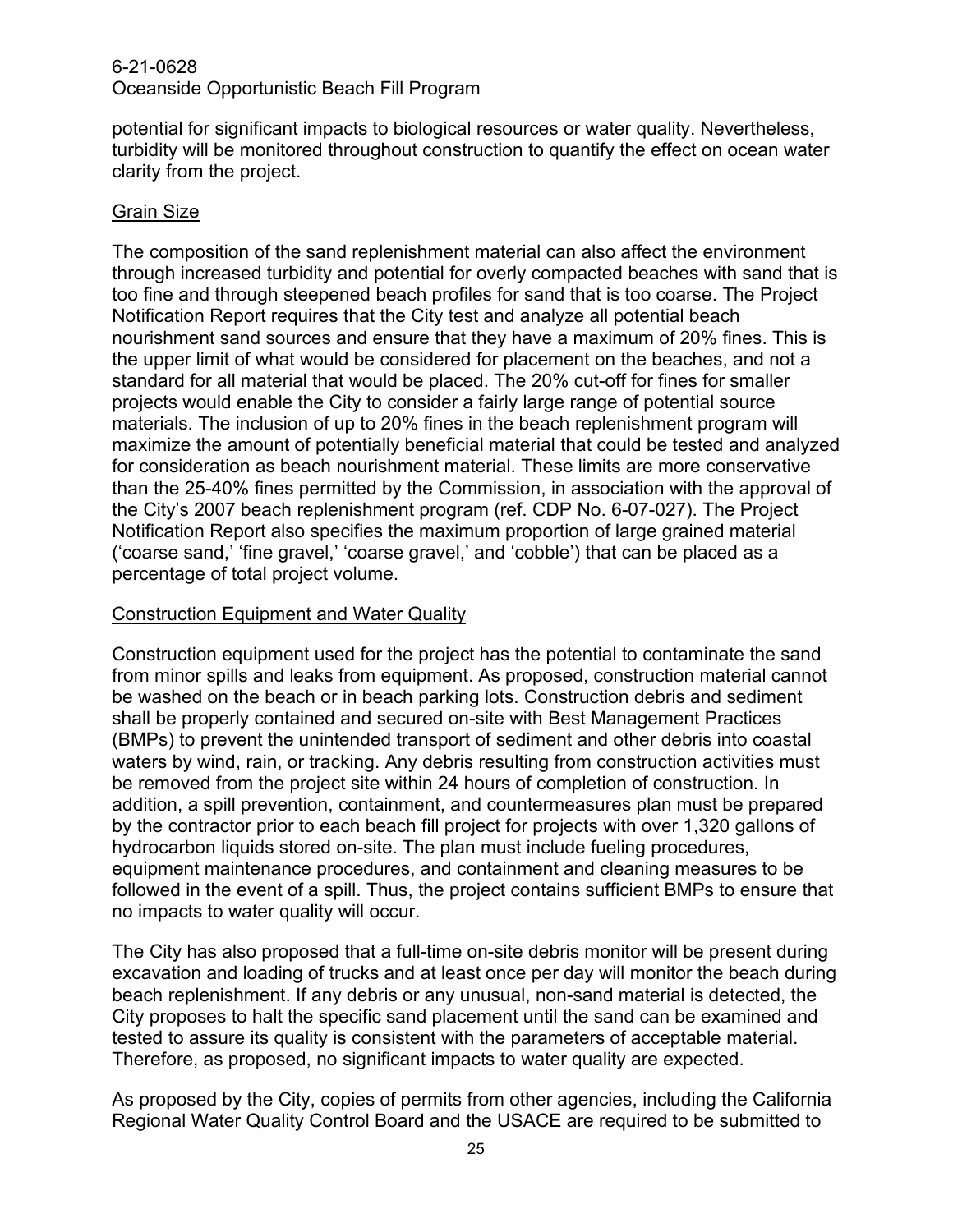potential for significant impacts to biological resources or water quality. Nevertheless, turbidity will be monitored throughout construction to quantify the effect on ocean water clarity from the project.

### Grain Size

The composition of the sand replenishment material can also affect the environment through increased turbidity and potential for overly compacted beaches with sand that is too fine and through steepened beach profiles for sand that is too coarse. The Project Notification Report requires that the City test and analyze all potential beach nourishment sand sources and ensure that they have a maximum of 20% fines. This is the upper limit of what would be considered for placement on the beaches, and not a standard for all material that would be placed. The 20% cut-off for fines for smaller projects would enable the City to consider a fairly large range of potential source materials. The inclusion of up to 20% fines in the beach replenishment program will maximize the amount of potentially beneficial material that could be tested and analyzed for consideration as beach nourishment material. These limits are more conservative than the 25-40% fines permitted by the Commission, in association with the approval of the City's 2007 beach replenishment program (ref. CDP No. 6-07-027). The Project Notification Report also specifies the maximum proportion of large grained material ('coarse sand,' 'fine gravel,' 'coarse gravel,' and 'cobble') that can be placed as a percentage of total project volume.

### Construction Equipment and Water Quality

Construction equipment used for the project has the potential to contaminate the sand from minor spills and leaks from equipment. As proposed, construction material cannot be washed on the beach or in beach parking lots. Construction debris and sediment shall be properly contained and secured on-site with Best Management Practices (BMPs) to prevent the unintended transport of sediment and other debris into coastal waters by wind, rain, or tracking. Any debris resulting from construction activities must be removed from the project site within 24 hours of completion of construction. In addition, a spill prevention, containment, and countermeasures plan must be prepared by the contractor prior to each beach fill project for projects with over 1,320 gallons of hydrocarbon liquids stored on-site. The plan must include fueling procedures, equipment maintenance procedures, and containment and cleaning measures to be followed in the event of a spill. Thus, the project contains sufficient BMPs to ensure that no impacts to water quality will occur.

The City has also proposed that a full-time on-site debris monitor will be present during excavation and loading of trucks and at least once per day will monitor the beach during beach replenishment. If any debris or any unusual, non-sand material is detected, the City proposes to halt the specific sand placement until the sand can be examined and tested to assure its quality is consistent with the parameters of acceptable material. Therefore, as proposed, no significant impacts to water quality are expected.

As proposed by the City, copies of permits from other agencies, including the California Regional Water Quality Control Board and the USACE are required to be submitted to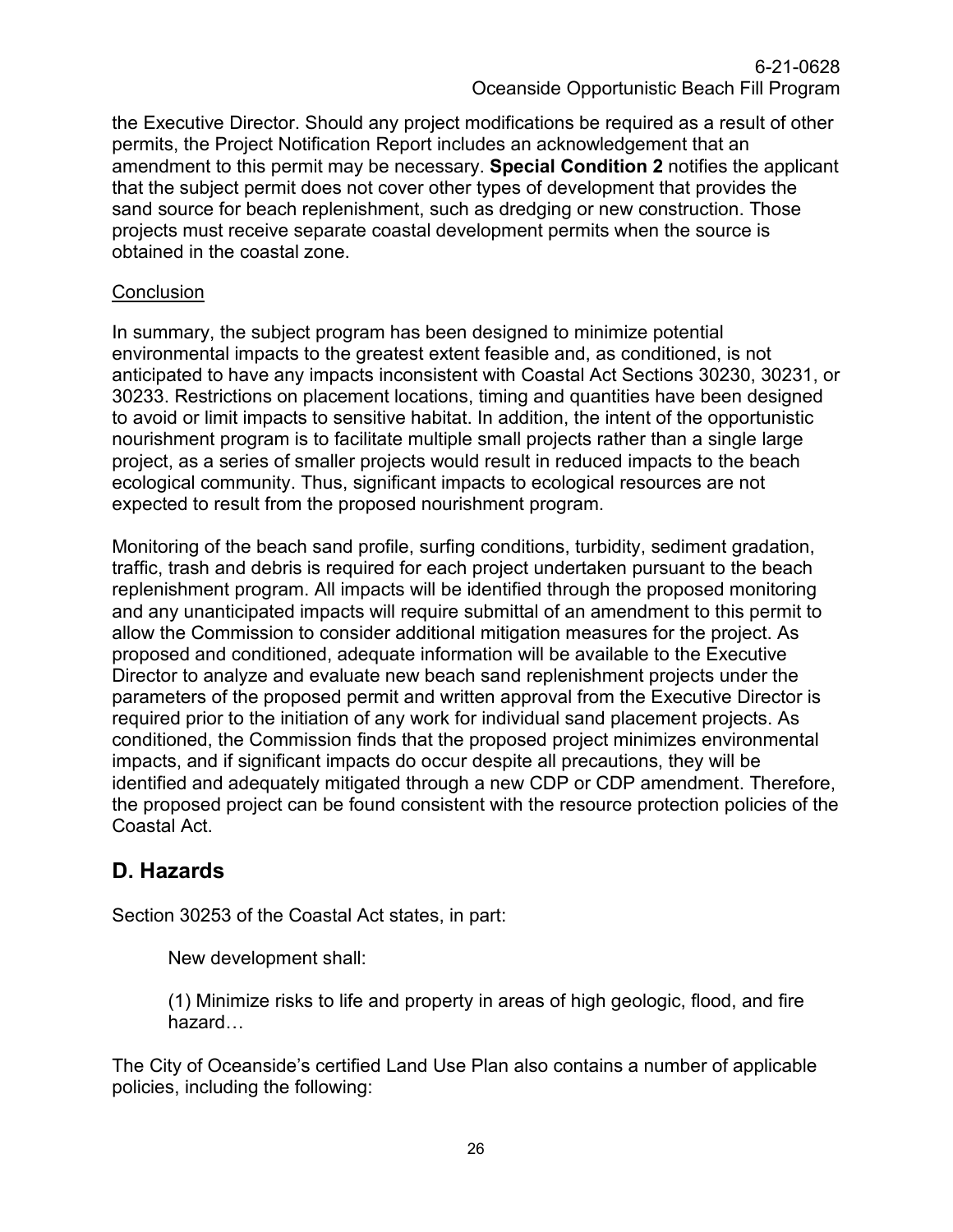the Executive Director. Should any project modifications be required as a result of other permits, the Project Notification Report includes an acknowledgement that an amendment to this permit may be necessary. **Special Condition 2** notifies the applicant that the subject permit does not cover other types of development that provides the sand source for beach replenishment, such as dredging or new construction. Those projects must receive separate coastal development permits when the source is obtained in the coastal zone.

Conclusion

In summary, the subject program has been designed to minimize potential environmental impacts to the greatest extent feasible and, as conditioned, is not anticipated to have any impacts inconsistent with Coastal Act Sections 30230, 30231, or 30233. Restrictions on placement locations, timing and quantities have been designed to avoid or limit impacts to sensitive habitat. In addition, the intent of the opportunistic nourishment program is to facilitate multiple small projects rather than a single large project, as a series of smaller projects would result in reduced impacts to the beach ecological community. Thus, significant impacts to ecological resources are not expected to result from the proposed nourishment program.

Monitoring of the beach sand profile, surfing conditions, turbidity, sediment gradation, traffic, trash and debris is required for each project undertaken pursuant to the beach replenishment program. All impacts will be identified through the proposed monitoring and any unanticipated impacts will require submittal of an amendment to this permit to allow the Commission to consider additional mitigation measures for the project. As proposed and conditioned, adequate information will be available to the Executive Director to analyze and evaluate new beach sand replenishment projects under the parameters of the proposed permit and written approval from the Executive Director is required prior to the initiation of any work for individual sand placement projects. As conditioned, the Commission finds that the proposed project minimizes environmental impacts, and if significant impacts do occur despite all precautions, they will be identified and adequately mitigated through a new CDP or CDP amendment. Therefore, the proposed project can be found consistent with the resource protection policies of the Coastal Act.

## D. Hazards

Section 30253 of the Coastal Act states, in part:

> New development shall:
>
> (1) Minimize risks to life and property in areas of high geologic, flood, and fire hazard…

The City of Oceanside's certified Land Use Plan also contains a number of applicable policies, including the following: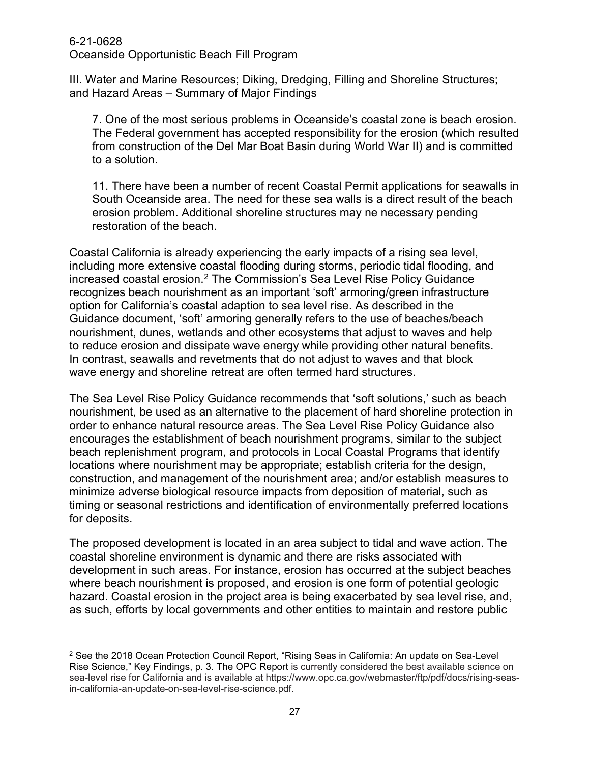III. Water and Marine Resources; Diking, Dredging, Filling and Shoreline Structures; and Hazard Areas – Summary of Major Findings

> 7. One of the most serious problems in Oceanside's coastal zone is beach erosion. The Federal government has accepted responsibility for the erosion (which resulted from construction of the Del Mar Boat Basin during World War II) and is committed to a solution.
>
> 11. There have been a number of recent Coastal Permit applications for seawalls in South Oceanside area. The need for these sea walls is a direct result of the beach erosion problem. Additional shoreline structures may ne necessary pending restoration of the beach.

Coastal California is already experiencing the early impacts of a rising sea level, including more extensive coastal flooding during storms, periodic tidal flooding, and increased coastal erosion.[2] The Commission's Sea Level Rise Policy Guidance recognizes beach nourishment as an important 'soft' armoring/green infrastructure option for California's coastal adaption to sea level rise. As described in the Guidance document, 'soft' armoring generally refers to the use of beaches/beach nourishment, dunes, wetlands and other ecosystems that adjust to waves and help to reduce erosion and dissipate wave energy while providing other natural benefits. In contrast, seawalls and revetments that do not adjust to waves and that block wave energy and shoreline retreat are often termed hard structures.

The Sea Level Rise Policy Guidance recommends that 'soft solutions,' such as beach nourishment, be used as an alternative to the placement of hard shoreline protection in order to enhance natural resource areas. The Sea Level Rise Policy Guidance also encourages the establishment of beach nourishment programs, similar to the subject beach replenishment program, and protocols in Local Coastal Programs that identify locations where nourishment may be appropriate; establish criteria for the design, construction, and management of the nourishment area; and/or establish measures to minimize adverse biological resource impacts from deposition of material, such as timing or seasonal restrictions and identification of environmentally preferred locations for deposits.

The proposed development is located in an area subject to tidal and wave action. The coastal shoreline environment is dynamic and there are risks associated with development in such areas. For instance, erosion has occurred at the subject beaches where beach nourishment is proposed, and erosion is one form of potential geologic hazard. Coastal erosion in the project area is being exacerbated by sea level rise, and, as such, efforts by local governments and other entities to maintain and restore public

---

[2] See the 2018 Ocean Protection Council Report, "Rising Seas in California: An update on Sea-Level Rise Science," Key Findings, p. 3. The OPC Report is currently considered the best available science on sea-level rise for California and is available at https://www.opc.ca.gov/webmaster/ftp/pdf/docs/rising-seas-in-california-an-update-on-sea-level-rise-science.pdf.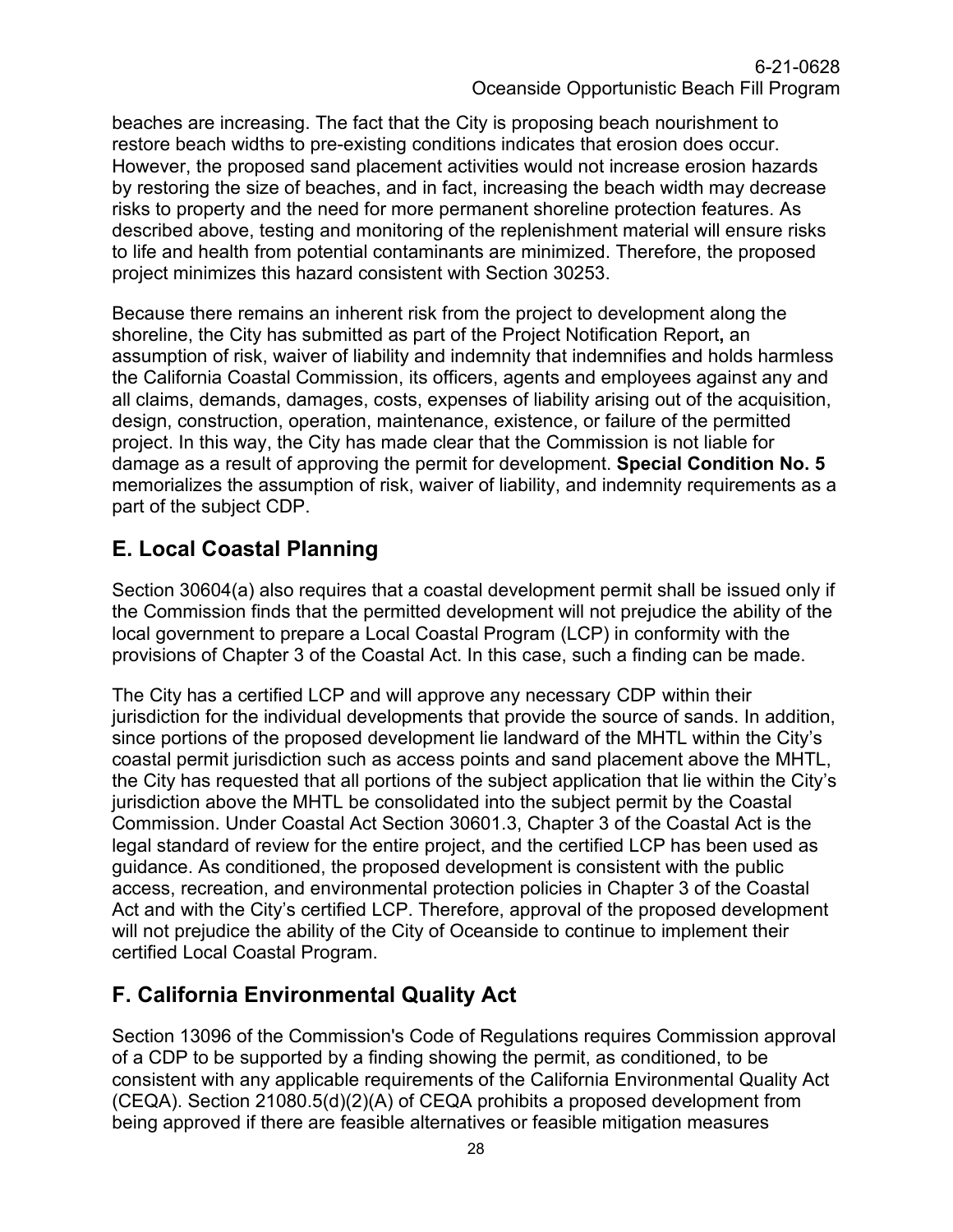beaches are increasing. The fact that the City is proposing beach nourishment to restore beach widths to pre-existing conditions indicates that erosion does occur. However, the proposed sand placement activities would not increase erosion hazards by restoring the size of beaches, and in fact, increasing the beach width may decrease risks to property and the need for more permanent shoreline protection features. As described above, testing and monitoring of the replenishment material will ensure risks to life and health from potential contaminants are minimized. Therefore, the proposed project minimizes this hazard consistent with Section 30253.

Because there remains an inherent risk from the project to development along the shoreline, the City has submitted as part of the Project Notification Report**,** an assumption of risk, waiver of liability and indemnity that indemnifies and holds harmless the California Coastal Commission, its officers, agents and employees against any and all claims, demands, damages, costs, expenses of liability arising out of the acquisition, design, construction, operation, maintenance, existence, or failure of the permitted project. In this way, the City has made clear that the Commission is not liable for damage as a result of approving the permit for development. **Special Condition No. 5** memorializes the assumption of risk, waiver of liability, and indemnity requirements as a part of the subject CDP.

## E. Local Coastal Planning

Section 30604(a) also requires that a coastal development permit shall be issued only if the Commission finds that the permitted development will not prejudice the ability of the local government to prepare a Local Coastal Program (LCP) in conformity with the provisions of Chapter 3 of the Coastal Act. In this case, such a finding can be made.

The City has a certified LCP and will approve any necessary CDP within their jurisdiction for the individual developments that provide the source of sands. In addition, since portions of the proposed development lie landward of the MHTL within the City's coastal permit jurisdiction such as access points and sand placement above the MHTL, the City has requested that all portions of the subject application that lie within the City's jurisdiction above the MHTL be consolidated into the subject permit by the Coastal Commission. Under Coastal Act Section 30601.3, Chapter 3 of the Coastal Act is the legal standard of review for the entire project, and the certified LCP has been used as guidance. As conditioned, the proposed development is consistent with the public access, recreation, and environmental protection policies in Chapter 3 of the Coastal Act and with the City's certified LCP. Therefore, approval of the proposed development will not prejudice the ability of the City of Oceanside to continue to implement their certified Local Coastal Program.

## F. California Environmental Quality Act

Section 13096 of the Commission's Code of Regulations requires Commission approval of a CDP to be supported by a finding showing the permit, as conditioned, to be consistent with any applicable requirements of the California Environmental Quality Act (CEQA). Section 21080.5(d)(2)(A) of CEQA prohibits a proposed development from being approved if there are feasible alternatives or feasible mitigation measures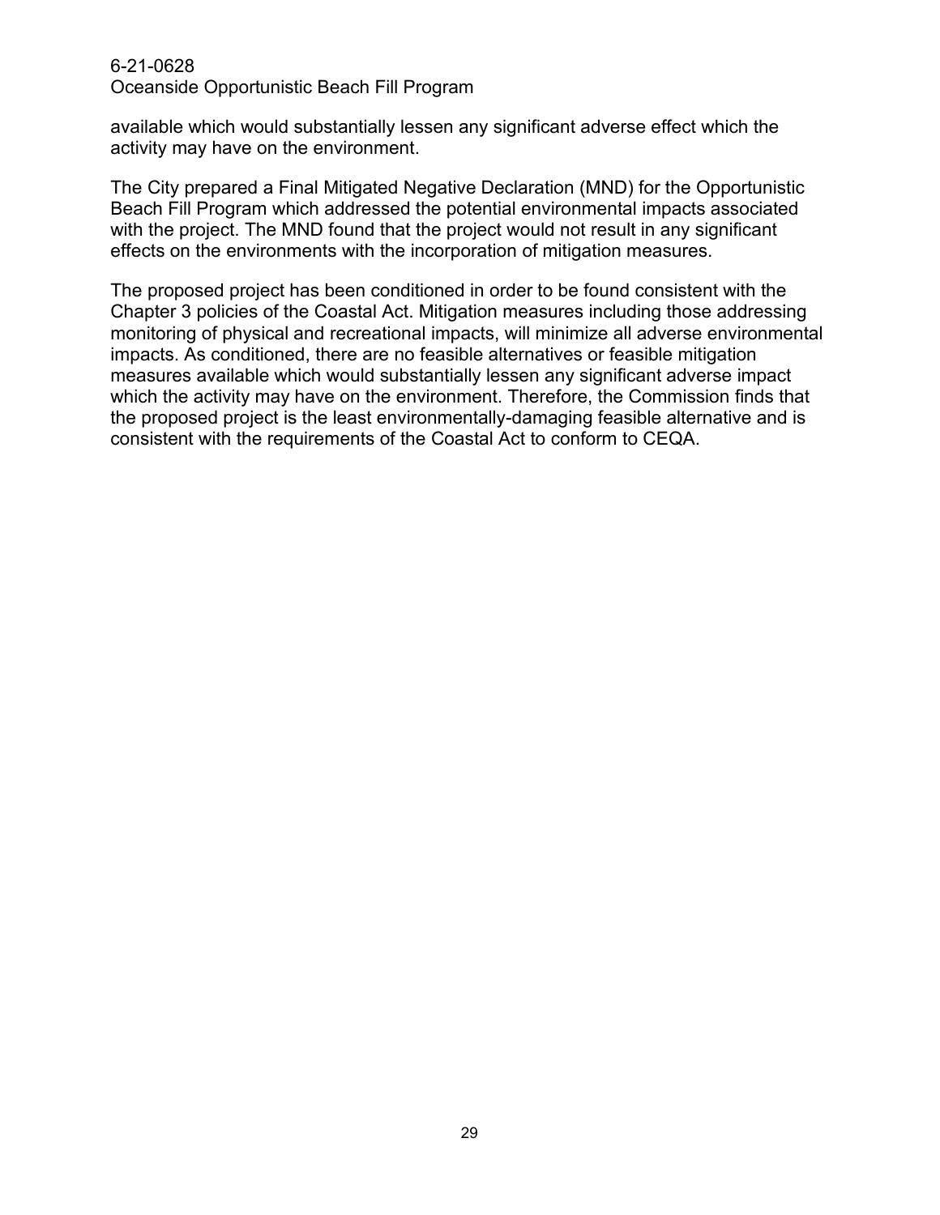available which would substantially lessen any significant adverse effect which the activity may have on the environment.

The City prepared a Final Mitigated Negative Declaration (MND) for the Opportunistic Beach Fill Program which addressed the potential environmental impacts associated with the project. The MND found that the project would not result in any significant effects on the environments with the incorporation of mitigation measures.

The proposed project has been conditioned in order to be found consistent with the Chapter 3 policies of the Coastal Act. Mitigation measures including those addressing monitoring of physical and recreational impacts, will minimize all adverse environmental impacts. As conditioned, there are no feasible alternatives or feasible mitigation measures available which would substantially lessen any significant adverse impact which the activity may have on the environment. Therefore, the Commission finds that the proposed project is the least environmentally-damaging feasible alternative and is consistent with the requirements of the Coastal Act to conform to CEQA.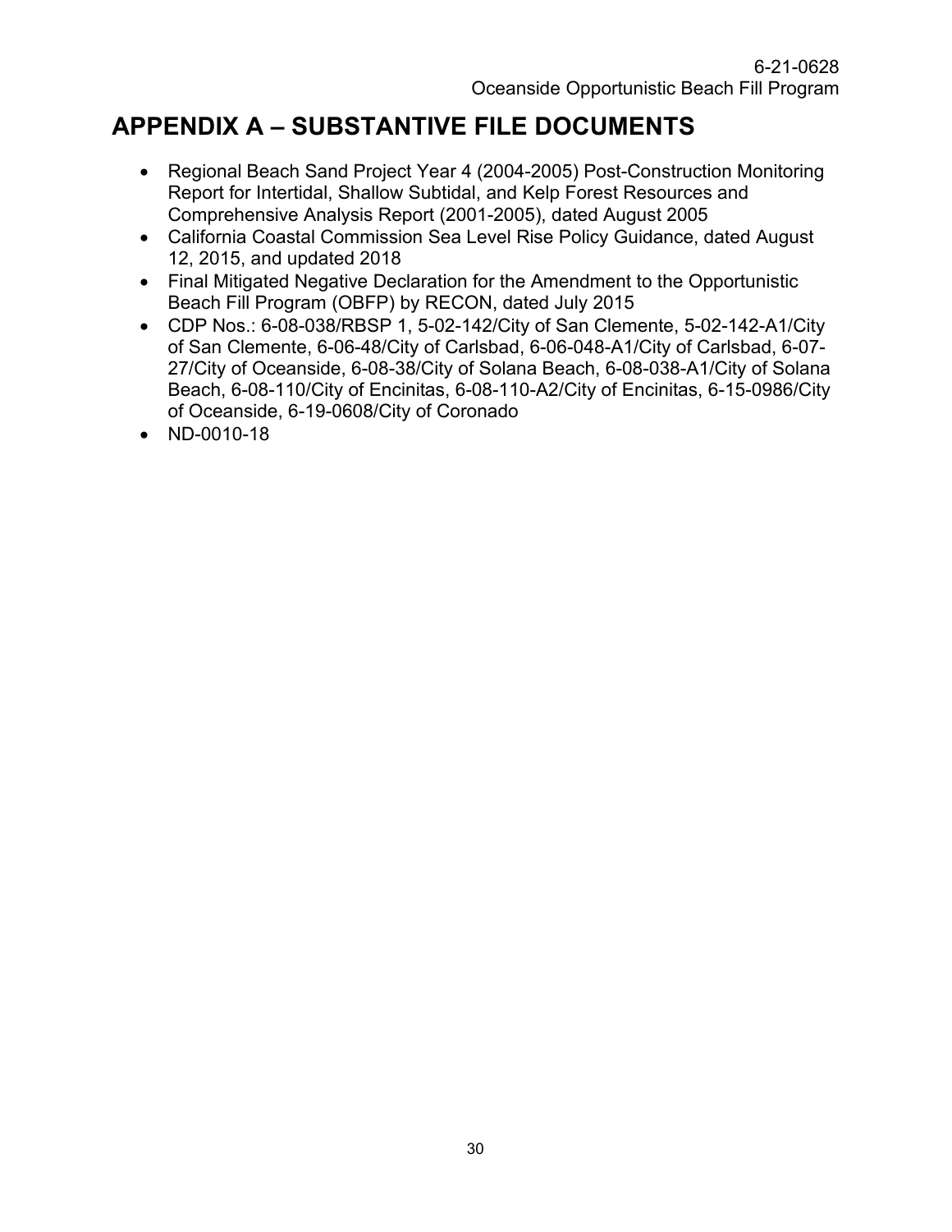# APPENDIX A – SUBSTANTIVE FILE DOCUMENTS

- Regional Beach Sand Project Year 4 (2004-2005) Post-Construction Monitoring Report for Intertidal, Shallow Subtidal, and Kelp Forest Resources and Comprehensive Analysis Report (2001-2005), dated August 2005
- California Coastal Commission Sea Level Rise Policy Guidance, dated August 12, 2015, and updated 2018
- Final Mitigated Negative Declaration for the Amendment to the Opportunistic Beach Fill Program (OBFP) by RECON, dated July 2015
- CDP Nos.: 6-08-038/RBSP 1, 5-02-142/City of San Clemente, 5-02-142-A1/City of San Clemente, 6-06-48/City of Carlsbad, 6-06-048-A1/City of Carlsbad, 6-07-27/City of Oceanside, 6-08-38/City of Solana Beach, 6-08-038-A1/City of Solana Beach, 6-08-110/City of Encinitas, 6-08-110-A2/City of Encinitas, 6-15-0986/City of Oceanside, 6-19-0608/City of Coronado
- ND-0010-18